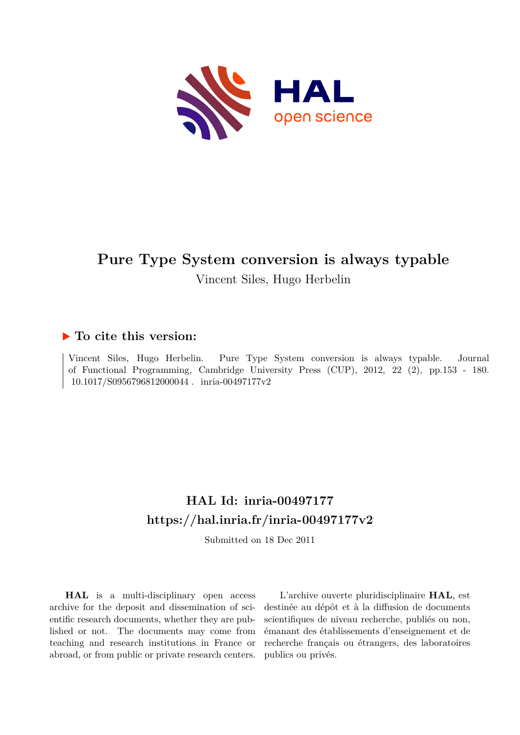# Pure Type System conversion is always typable

Vincent Siles, Hugo Herbelin

## ▶ To cite this version:

Vincent Siles, Hugo Herbelin. Pure Type System conversion is always typable. Journal of Functional Programming, Cambridge University Press (CUP), 2012, 22 (2), pp.153 - 180. 10.1017/S0956796812000044 . inria-00497177v2

## HAL Id: inria-00497177
## https://hal.inria.fr/inria-00497177v2

Submitted on 18 Dec 2011

**HAL** is a multi-disciplinary open access archive for the deposit and dissemination of scientific research documents, whether they are published or not. The documents may come from teaching and research institutions in France or abroad, or from public or private research centers.

L'archive ouverte pluridisciplinaire **HAL**, est destinée au dépôt et à la diffusion de documents scientifiques de niveau recherche, publiés ou non, émanant des établissements d'enseignement et de recherche français ou étrangers, des laboratoires publics ou privés.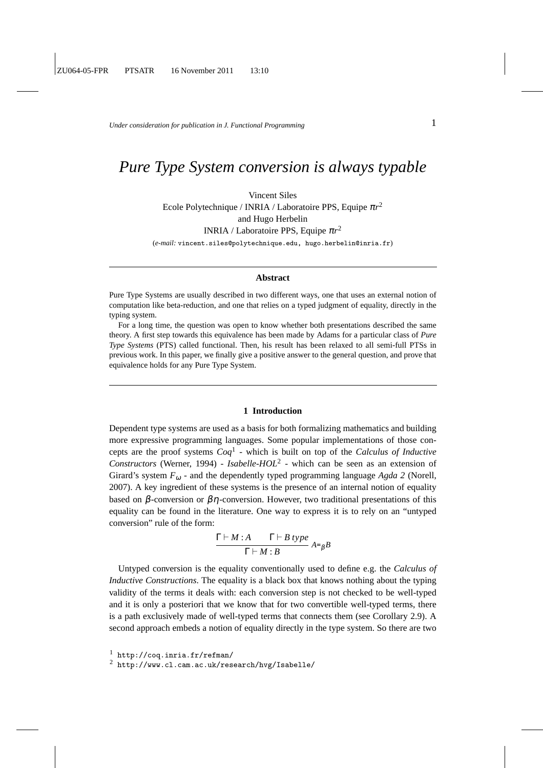# *Pure Type System conversion is always typable*

Vincent Siles
Ecole Polytechnique / INRIA / Laboratoire PPS, Equipe $\pi r^2$
and Hugo Herbelin
INRIA / Laboratoire PPS, Equipe $\pi r^2$
(*e-mail:* vincent.siles@polytechnique.edu, hugo.herbelin@inria.fr)

## Abstract

Pure Type Systems are usually described in two different ways, one that uses an external notion of computation like beta-reduction, and one that relies on a typed judgment of equality, directly in the typing system.

For a long time, the question was open to know whether both presentations described the same theory. A first step towards this equivalence has been made by Adams for a particular class of *Pure Type Systems* (PTS) called functional. Then, his result has been relaxed to all semi-full PTSs in previous work. In this paper, we finally give a positive answer to the general question, and prove that equivalence holds for any Pure Type System.

## 1 Introduction

Dependent type systems are used as a basis for both formalizing mathematics and building more expressive programming languages. Some popular implementations of those concepts are the proof systems *Coq*[1] - which is built on top of the *Calculus of Inductive Constructors* (Werner, 1994) - *Isabelle-HOL*[2] - which can be seen as an extension of Girard's system $F_\omega$ - and the dependently typed programming language *Agda 2* (Norell, 2007). A key ingredient of these systems is the presence of an internal notion of equality based on $\beta$-conversion or $\beta\eta$-conversion. However, two traditional presentations of this equality can be found in the literature. One way to express it is to rely on an "untyped conversion" rule of the form:

$$\frac{\Gamma \vdash M : A \qquad \Gamma \vdash B\ type}{\Gamma \vdash M : B}\ A =_\beta B$$

Untyped conversion is the equality conventionally used to define e.g. the *Calculus of Inductive Constructions*. The equality is a black box that knows nothing about the typing validity of the terms it deals with: each conversion step is not checked to be well-typed and it is only a posteriori that we know that for two convertible well-typed terms, there is a path exclusively made of well-typed terms that connects them (see Corollary 2.9). A second approach embeds a notion of equality directly in the type system. So there are two

[1] http://coq.inria.fr/refman/
[2] http://www.cl.cam.ac.uk/research/hvg/Isabelle/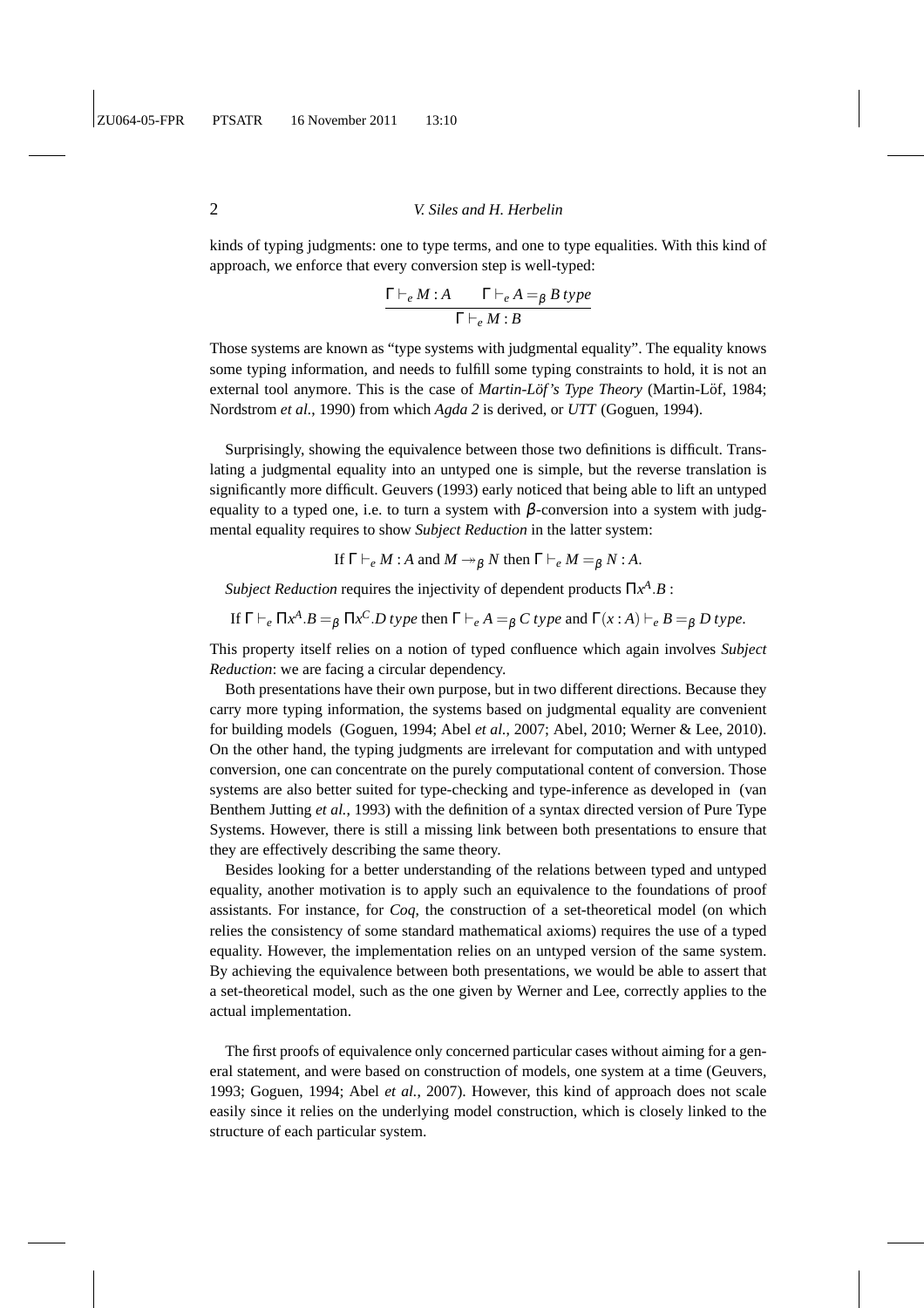kinds of typing judgments: one to type terms, and one to type equalities. With this kind of approach, we enforce that every conversion step is well-typed:

$$\frac{\Gamma \vdash_e M : A \qquad \Gamma \vdash_e A =_\beta B\ type}{\Gamma \vdash_e M : B}$$

Those systems are known as "type systems with judgmental equality". The equality knows some typing information, and needs to fulfill some typing constraints to hold, it is not an external tool anymore. This is the case of *Martin-Löf's Type Theory* (Martin-Löf, 1984; Nordstrom *et al.*, 1990) from which *Agda 2* is derived, or *UTT* (Goguen, 1994).

Surprisingly, showing the equivalence between those two definitions is difficult. Translating a judgmental equality into an untyped one is simple, but the reverse translation is significantly more difficult. Geuvers (1993) early noticed that being able to lift an untyped equality to a typed one, i.e. to turn a system with $\beta$-conversion into a system with judgmental equality requires to show *Subject Reduction* in the latter system:

$$\text{If } \Gamma \vdash_e M : A \text{ and } M \twoheadrightarrow_\beta N \text{ then } \Gamma \vdash_e M =_\beta N : A.$$

*Subject Reduction* requires the injectivity of dependent products $\Pi x^A.B$ :

$$\text{If } \Gamma \vdash_e \Pi x^A.B =_\beta \Pi x^C.D\ type \text{ then } \Gamma \vdash_e A =_\beta C\ type \text{ and } \Gamma(x : A) \vdash_e B =_\beta D\ type.$$

This property itself relies on a notion of typed confluence which again involves *Subject Reduction*: we are facing a circular dependency.

Both presentations have their own purpose, but in two different directions. Because they carry more typing information, the systems based on judgmental equality are convenient for building models (Goguen, 1994; Abel *et al.*, 2007; Abel, 2010; Werner & Lee, 2010). On the other hand, the typing judgments are irrelevant for computation and with untyped conversion, one can concentrate on the purely computational content of conversion. Those systems are also better suited for type-checking and type-inference as developed in (van Benthem Jutting *et al.*, 1993) with the definition of a syntax directed version of Pure Type Systems. However, there is still a missing link between both presentations to ensure that they are effectively describing the same theory.

Besides looking for a better understanding of the relations between typed and untyped equality, another motivation is to apply such an equivalence to the foundations of proof assistants. For instance, for *Coq*, the construction of a set-theoretical model (on which relies the consistency of some standard mathematical axioms) requires the use of a typed equality. However, the implementation relies on an untyped version of the same system. By achieving the equivalence between both presentations, we would be able to assert that a set-theoretical model, such as the one given by Werner and Lee, correctly applies to the actual implementation.

The first proofs of equivalence only concerned particular cases without aiming for a general statement, and were based on construction of models, one system at a time (Geuvers, 1993; Goguen, 1994; Abel *et al.*, 2007). However, this kind of approach does not scale easily since it relies on the underlying model construction, which is closely linked to the structure of each particular system.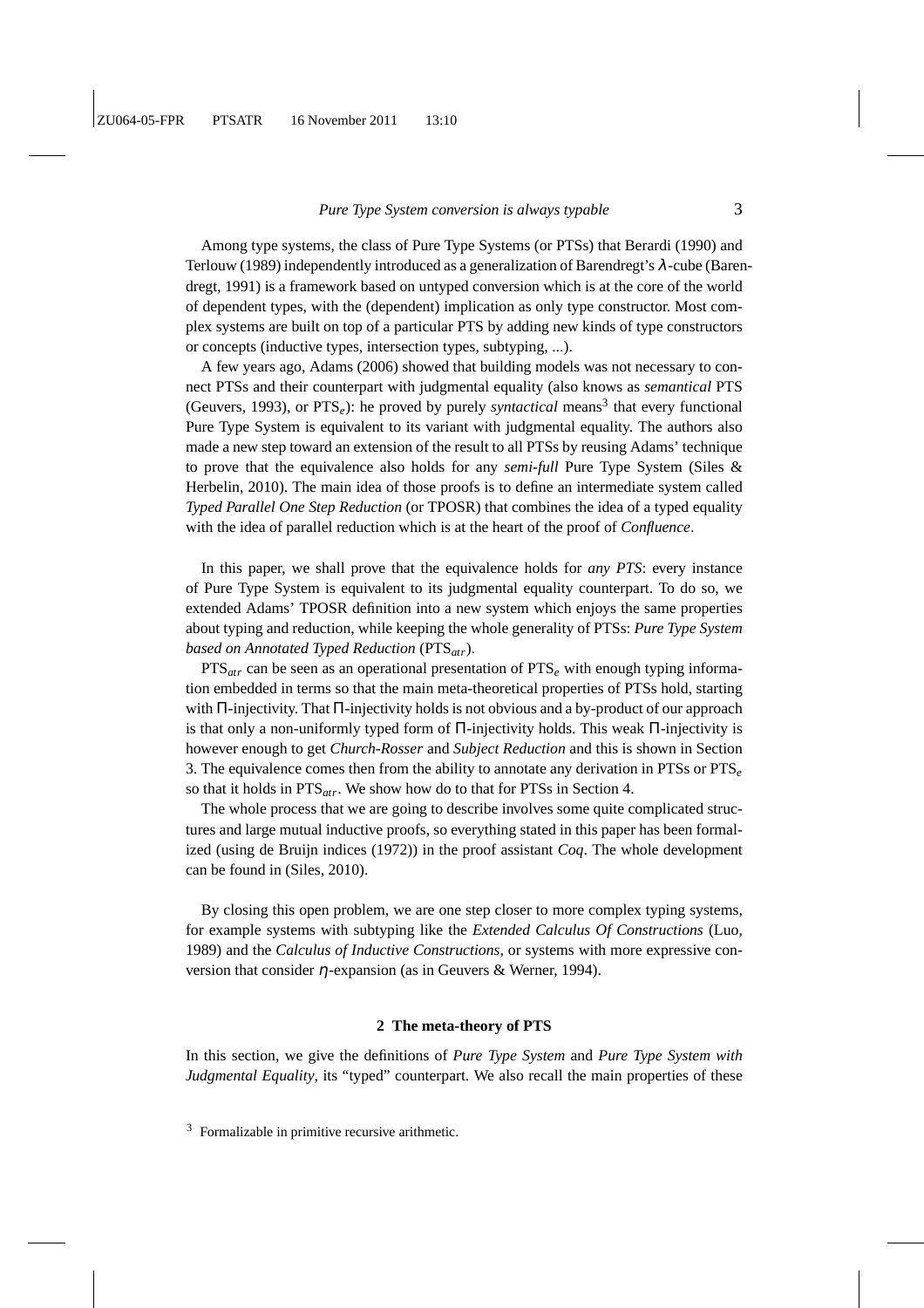Among type systems, the class of Pure Type Systems (or PTSs) that Berardi (1990) and Terlouw (1989) independently introduced as a generalization of Barendregt's $\lambda$-cube (Barendregt, 1991) is a framework based on untyped conversion which is at the core of the world of dependent types, with the (dependent) implication as only type constructor. Most complex systems are built on top of a particular PTS by adding new kinds of type constructors or concepts (inductive types, intersection types, subtyping, ...).

A few years ago, Adams (2006) showed that building models was not necessary to connect PTSs and their counterpart with judgmental equality (also knows as *semantical* PTS (Geuvers, 1993), or $\text{PTS}_e$): he proved by purely *syntactical* means[3] that every functional Pure Type System is equivalent to its variant with judgmental equality. The authors also made a new step toward an extension of the result to all PTSs by reusing Adams' technique to prove that the equivalence also holds for any *semi-full* Pure Type System (Siles & Herbelin, 2010). The main idea of those proofs is to define an intermediate system called *Typed Parallel One Step Reduction* (or TPOSR) that combines the idea of a typed equality with the idea of parallel reduction which is at the heart of the proof of *Confluence*.

In this paper, we shall prove that the equivalence holds for *any PTS*: every instance of Pure Type System is equivalent to its judgmental equality counterpart. To do so, we extended Adams' TPOSR definition into a new system which enjoys the same properties about typing and reduction, while keeping the whole generality of PTSs: *Pure Type System based on Annotated Typed Reduction* ($\text{PTS}_{atr}$).

$\text{PTS}_{atr}$ can be seen as an operational presentation of $\text{PTS}_e$ with enough typing information embedded in terms so that the main meta-theoretical properties of PTSs hold, starting with $\Pi$-injectivity. That $\Pi$-injectivity holds is not obvious and a by-product of our approach is that only a non-uniformly typed form of $\Pi$-injectivity holds. This weak $\Pi$-injectivity is however enough to get *Church-Rosser* and *Subject Reduction* and this is shown in Section 3. The equivalence comes then from the ability to annotate any derivation in PTSs or $\text{PTS}_e$ so that it holds in $\text{PTS}_{atr}$. We show how do to that for PTSs in Section 4.

The whole process that we are going to describe involves some quite complicated structures and large mutual inductive proofs, so everything stated in this paper has been formalized (using de Bruijn indices (1972)) in the proof assistant *Coq*. The whole development can be found in (Siles, 2010).

By closing this open problem, we are one step closer to more complex typing systems, for example systems with subtyping like the *Extended Calculus Of Constructions* (Luo, 1989) and the *Calculus of Inductive Constructions*, or systems with more expressive conversion that consider $\eta$-expansion (as in Geuvers & Werner, 1994).

## 2 The meta-theory of PTS

In this section, we give the definitions of *Pure Type System* and *Pure Type System with Judgmental Equality*, its "typed" counterpart. We also recall the main properties of these

[3] Formalizable in primitive recursive arithmetic.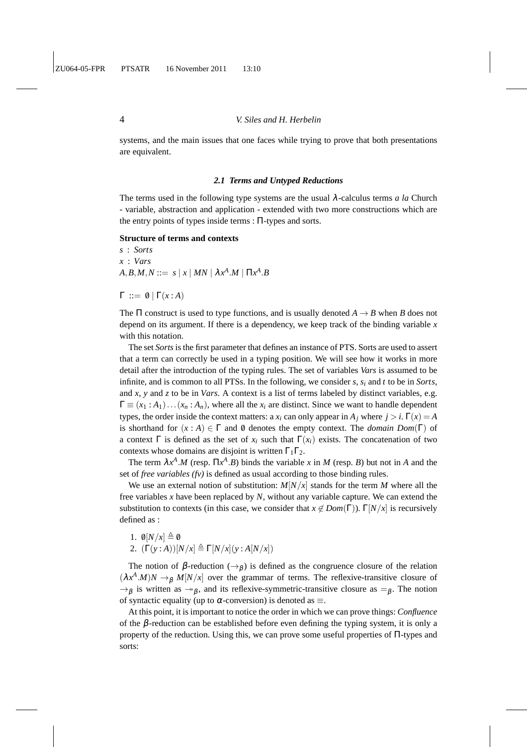systems, and the main issues that one faces while trying to prove that both presentations are equivalent.

### 2.1 Terms and Untyped Reductions

The terms used in the following type systems are the usual $\lambda$-calculus terms *a la* Church - variable, abstraction and application - extended with two more constructions which are the entry points of types inside terms : $\Pi$-types and sorts.

**Structure of terms and contexts**

$s$ : *Sorts*
$x$ : *Vars*
$A, B, M, N ::= s \mid x \mid MN \mid \lambda x^A.M \mid \Pi x^A.B$

$\Gamma ::= \emptyset \mid \Gamma(x : A)$

The $\Pi$ construct is used to type functions, and is usually denoted $A \to B$ when $B$ does not depend on its argument. If there is a dependency, we keep track of the binding variable $x$ with this notation.

The set *Sorts* is the first parameter that defines an instance of PTS. Sorts are used to assert that a term can correctly be used in a typing position. We will see how it works in more detail after the introduction of the typing rules. The set of variables *Vars* is assumed to be infinite, and is common to all PTSs. In the following, we consider $s$, $s_i$ and $t$ to be in *Sorts*, and $x$, $y$ and $z$ to be in *Vars*. A context is a list of terms labeled by distinct variables, e.g. $\Gamma \equiv (x_1 : A_1) \dots (x_n : A_n)$, where all the $x_i$ are distinct. Since we want to handle dependent types, the order inside the context matters: a $x_i$ can only appear in $A_j$ where $j > i$. $\Gamma(x) = A$ is shorthand for $(x : A) \in \Gamma$ and $\emptyset$ denotes the empty context. The *domain* $Dom(\Gamma)$ of a context $\Gamma$ is defined as the set of $x_i$ such that $\Gamma(x_i)$ exists. The concatenation of two contexts whose domains are disjoint is written $\Gamma_1\Gamma_2$.

The term $\lambda x^A.M$ (resp. $\Pi x^A.B$) binds the variable $x$ in $M$ (resp. $B$) but not in $A$ and the set of *free variables (fv)* is defined as usual according to those binding rules.

We use an external notion of substitution: $M[N/x]$ stands for the term $M$ where all the free variables $x$ have been replaced by $N$, without any variable capture. We can extend the substitution to contexts (in this case, we consider that $x \notin Dom(\Gamma)$). $\Gamma[N/x]$ is recursively defined as :

1. $\emptyset[N/x] \triangleq \emptyset$
2. $(\Gamma(y : A))[N/x] \triangleq \Gamma[N/x](y : A[N/x])$

The notion of $\beta$-reduction ($\to_\beta$) is defined as the congruence closure of the relation $(\lambda x^A.M)N \to_\beta M[N/x]$ over the grammar of terms. The reflexive-transitive closure of $\to_\beta$ is written as $\twoheadrightarrow_\beta$, and its reflexive-symmetric-transitive closure as $=_\beta$. The notion of syntactic equality (up to $\alpha$-conversion) is denoted as $\equiv$.

At this point, it is important to notice the order in which we can prove things: *Confluence* of the $\beta$-reduction can be established before even defining the typing system, it is only a property of the reduction. Using this, we can prove some useful properties of $\Pi$-types and sorts: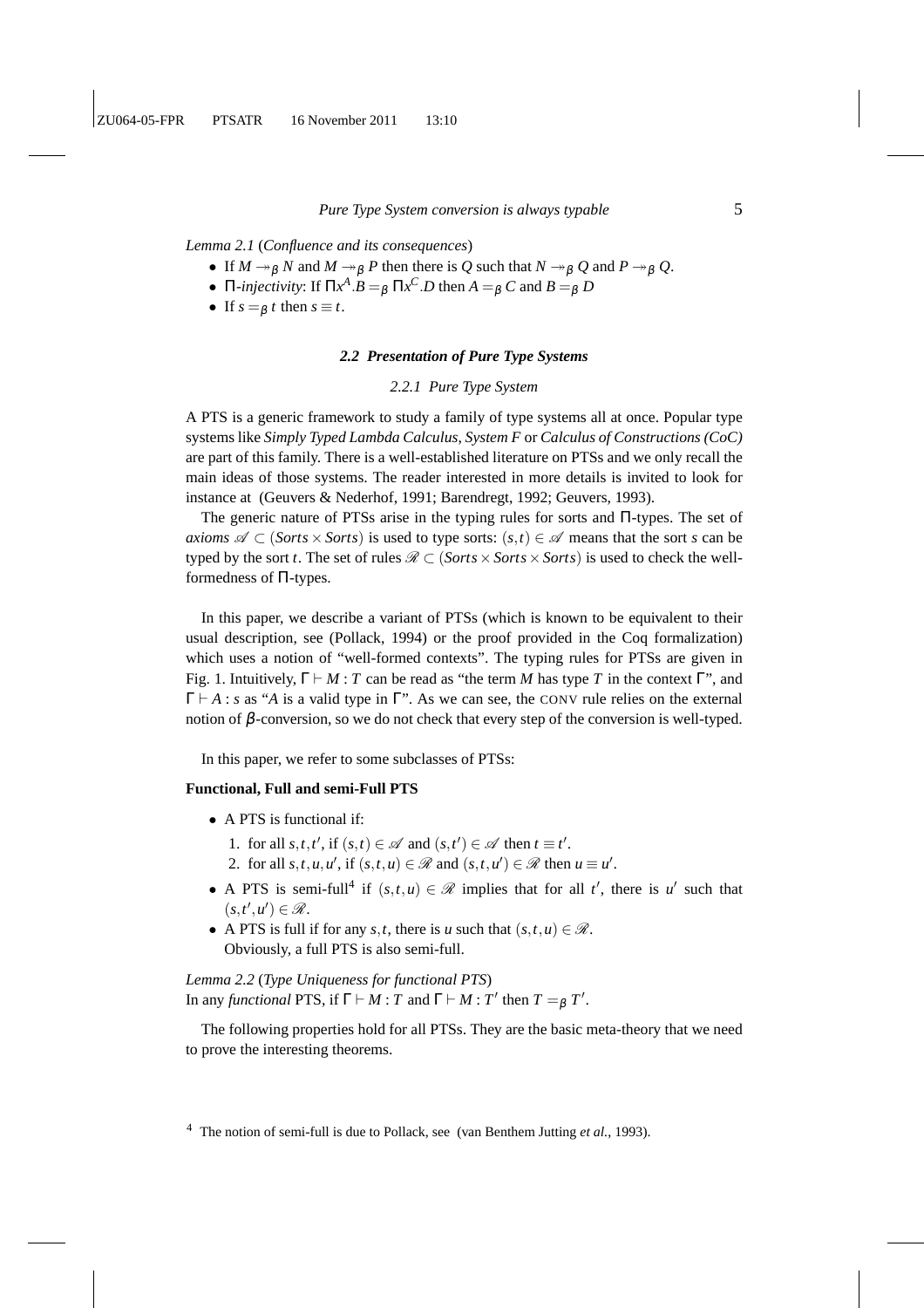*Lemma 2.1* (*Confluence and its consequences*)

- If $M \twoheadrightarrow_\beta N$ and $M \twoheadrightarrow_\beta P$ then there is $Q$ such that $N \twoheadrightarrow_\beta Q$ and $P \twoheadrightarrow_\beta Q$.
- $\Pi$-*injectivity*: If $\Pi x^A.B =_\beta \Pi x^C.D$ then $A =_\beta C$ and $B =_\beta D$
- If $s =_\beta t$ then $s \equiv t$.

### 2.2 Presentation of Pure Type Systems

#### 2.2.1 Pure Type System

A PTS is a generic framework to study a family of type systems all at once. Popular type systems like *Simply Typed Lambda Calculus*, *System F* or *Calculus of Constructions (CoC)* are part of this family. There is a well-established literature on PTSs and we only recall the main ideas of those systems. The reader interested in more details is invited to look for instance at (Geuvers & Nederhof, 1991; Barendregt, 1992; Geuvers, 1993).

The generic nature of PTSs arise in the typing rules for sorts and $\Pi$-types. The set of *axioms* $\mathscr{A} \subset (Sorts \times Sorts)$ is used to type sorts: $(s,t) \in \mathscr{A}$ means that the sort $s$ can be typed by the sort $t$. The set of rules $\mathscr{R} \subset (Sorts \times Sorts \times Sorts)$ is used to check the well-formedness of $\Pi$-types.

In this paper, we describe a variant of PTSs (which is known to be equivalent to their usual description, see (Pollack, 1994) or the proof provided in the Coq formalization) which uses a notion of "well-formed contexts". The typing rules for PTSs are given in Fig. 1. Intuitively, $\Gamma \vdash M : T$ can be read as "the term $M$ has type $T$ in the context $\Gamma$", and $\Gamma \vdash A : s$ as "$A$ is a valid type in $\Gamma$". As we can see, the CONV rule relies on the external notion of $\beta$-conversion, so we do not check that every step of the conversion is well-typed.

In this paper, we refer to some subclasses of PTSs:

**Functional, Full and semi-Full PTS**

- A PTS is functional if:
  1. for all $s,t,t'$, if $(s,t) \in \mathscr{A}$ and $(s,t') \in \mathscr{A}$ then $t \equiv t'$.
  2. for all $s,t,u,u'$, if $(s,t,u) \in \mathscr{R}$ and $(s,t,u') \in \mathscr{R}$ then $u \equiv u'$.
- A PTS is semi-full[4] if $(s,t,u) \in \mathscr{R}$ implies that for all $t'$, there is $u'$ such that $(s,t',u') \in \mathscr{R}$.
- A PTS is full if for any $s,t$, there is $u$ such that $(s,t,u) \in \mathscr{R}$.
  Obviously, a full PTS is also semi-full.

*Lemma 2.2* (*Type Uniqueness for functional PTS*)
In any *functional* PTS, if $\Gamma \vdash M : T$ and $\Gamma \vdash M : T'$ then $T =_\beta T'$.

The following properties hold for all PTSs. They are the basic meta-theory that we need to prove the interesting theorems.

[4] The notion of semi-full is due to Pollack, see (van Benthem Jutting *et al.*, 1993).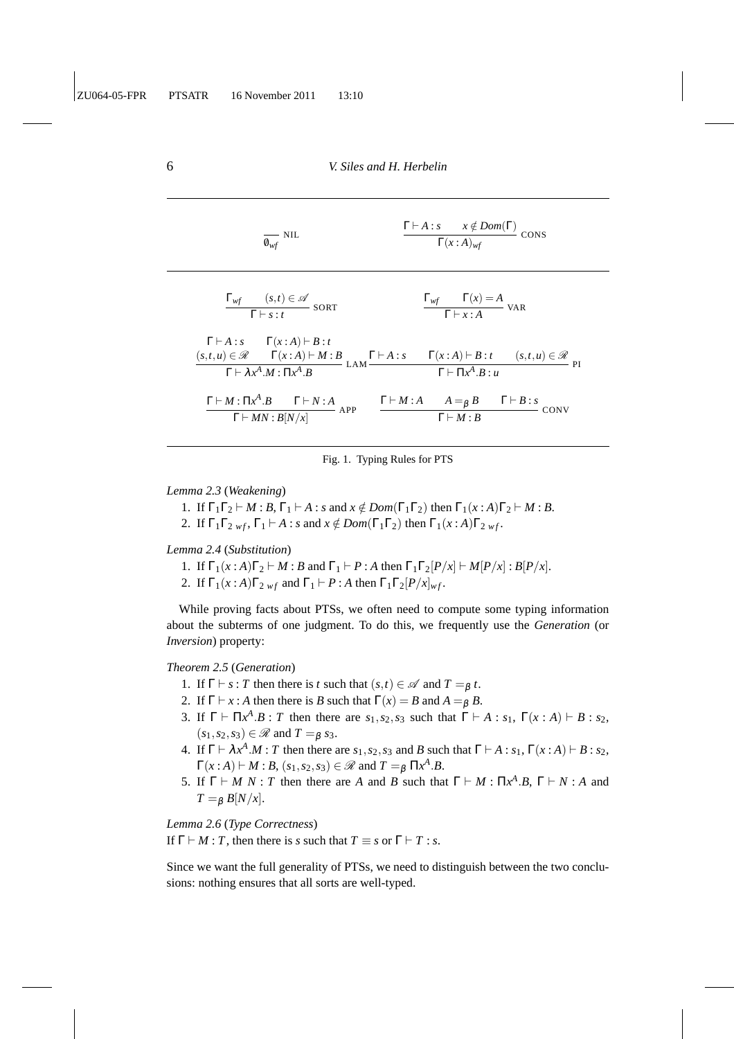$$\frac{}{\emptyset_{wf}}\ \text{NIL} \qquad \frac{\Gamma \vdash A : s \quad x \notin Dom(\Gamma)}{\Gamma(x:A)_{wf}}\ \text{CONS}$$

$$\frac{\Gamma_{wf} \quad (s,t) \in \mathscr{A}}{\Gamma \vdash s : t}\ \text{SORT} \qquad \frac{\Gamma_{wf} \quad \Gamma(x) = A}{\Gamma \vdash x : A}\ \text{VAR}$$

$$\frac{\Gamma \vdash A : s \quad \Gamma(x:A) \vdash B : t \quad (s,t,u) \in \mathscr{R} \quad \Gamma(x:A) \vdash M : B}{\Gamma \vdash \lambda x^A.M : \Pi x^A.B}\ \text{LAM} \qquad \frac{\Gamma \vdash A : s \quad \Gamma(x:A) \vdash B : t \quad (s,t,u) \in \mathscr{R}}{\Gamma \vdash \Pi x^A.B : u}\ \text{PI}$$

$$\frac{\Gamma \vdash M : \Pi x^A.B \quad \Gamma \vdash N : A}{\Gamma \vdash MN : B[N/x]}\ \text{APP} \qquad \frac{\Gamma \vdash M : A \quad A =_\beta B \quad \Gamma \vdash B : s}{\Gamma \vdash M : B}\ \text{CONV}$$

Fig. 1. Typing Rules for PTS

*Lemma 2.3* (*Weakening*)

1. If $\Gamma_1\Gamma_2 \vdash M : B$, $\Gamma_1 \vdash A : s$ and $x \notin Dom(\Gamma_1\Gamma_2)$ then $\Gamma_1(x:A)\Gamma_2 \vdash M : B$.
2. If $\Gamma_1\Gamma_{2\ wf}$, $\Gamma_1 \vdash A : s$ and $x \notin Dom(\Gamma_1\Gamma_2)$ then $\Gamma_1(x:A)\Gamma_{2\ wf}$.

*Lemma 2.4* (*Substitution*)

1. If $\Gamma_1(x:A)\Gamma_2 \vdash M : B$ and $\Gamma_1 \vdash P : A$ then $\Gamma_1\Gamma_2[P/x] \vdash M[P/x] : B[P/x]$.
2. If $\Gamma_1(x:A)\Gamma_{2\ wf}$ and $\Gamma_1 \vdash P : A$ then $\Gamma_1\Gamma_2[P/x]_{wf}$.

While proving facts about PTSs, we often need to compute some typing information about the subterms of one judgment. To do this, we frequently use the *Generation* (or *Inversion*) property:

*Theorem 2.5* (*Generation*)

1. If $\Gamma \vdash s : T$ then there is $t$ such that $(s,t) \in \mathscr{A}$ and $T =_\beta t$.
2. If $\Gamma \vdash x : A$ then there is $B$ such that $\Gamma(x) = B$ and $A =_\beta B$.
3. If $\Gamma \vdash \Pi x^A.B : T$ then there are $s_1, s_2, s_3$ such that $\Gamma \vdash A : s_1$, $\Gamma(x:A) \vdash B : s_2$, $(s_1,s_2,s_3) \in \mathscr{R}$ and $T =_\beta s_3$.
4. If $\Gamma \vdash \lambda x^A.M : T$ then there are $s_1, s_2, s_3$ and $B$ such that $\Gamma \vdash A : s_1$, $\Gamma(x:A) \vdash B : s_2$, $\Gamma(x:A) \vdash M : B$, $(s_1,s_2,s_3) \in \mathscr{R}$ and $T =_\beta \Pi x^A.B$.
5. If $\Gamma \vdash M\ N : T$ then there are $A$ and $B$ such that $\Gamma \vdash M : \Pi x^A.B$, $\Gamma \vdash N : A$ and $T =_\beta B[N/x]$.

*Lemma 2.6* (*Type Correctness*)
If $\Gamma \vdash M : T$, then there is $s$ such that $T \equiv s$ or $\Gamma \vdash T : s$.

Since we want the full generality of PTSs, we need to distinguish between the two conclusions: nothing ensures that all sorts are well-typed.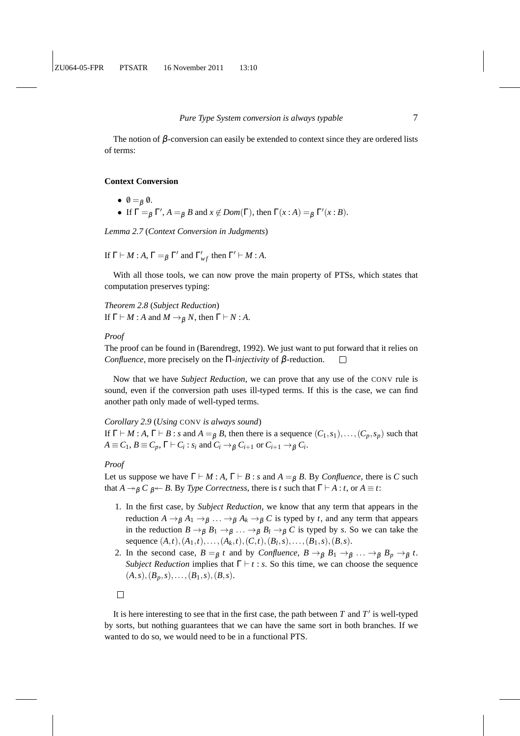The notion of $\beta$-conversion can easily be extended to context since they are ordered lists of terms:

**Context Conversion**

- $\emptyset =_\beta \emptyset$.
- If $\Gamma =_\beta \Gamma'$, $A =_\beta B$ and $x \notin Dom(\Gamma)$, then $\Gamma(x : A) =_\beta \Gamma'(x : B)$.

*Lemma 2.7* (*Context Conversion in Judgments*)

If $\Gamma \vdash M : A$, $\Gamma =_\beta \Gamma'$ and $\Gamma'_{wf}$ then $\Gamma' \vdash M : A$.

With all those tools, we can now prove the main property of PTSs, which states that computation preserves typing:

*Theorem 2.8* (*Subject Reduction*)
If $\Gamma \vdash M : A$ and $M \to_\beta N$, then $\Gamma \vdash N : A$.

*Proof*

The proof can be found in (Barendregt, 1992). We just want to put forward that it relies on *Confluence*, more precisely on the $\Pi$-*injectivity* of $\beta$-reduction. □

Now that we have *Subject Reduction*, we can prove that any use of the CONV rule is sound, even if the conversion path uses ill-typed terms. If this is the case, we can find another path only made of well-typed terms.

*Corollary 2.9* (*Using* CONV *is always sound*)
If $\Gamma \vdash M : A$, $\Gamma \vdash B : s$ and $A =_\beta B$, then there is a sequence $(C_1, s_1), \ldots, (C_p, s_p)$ such that $A \equiv C_1$, $B \equiv C_p$, $\Gamma \vdash C_i : s_i$ and $C_i \to_\beta C_{i+1}$ or $C_{i+1} \to_\beta C_i$.

*Proof*

Let us suppose we have $\Gamma \vdash M : A$, $\Gamma \vdash B : s$ and $A =_\beta B$. By *Confluence*, there is $C$ such that $A \twoheadrightarrow_\beta C \;_\beta\!\twoheadleftarrow B$. By *Type Correctness*, there is $t$ such that $\Gamma \vdash A : t$, or $A \equiv t$:

1. In the first case, by *Subject Reduction*, we know that any term that appears in the reduction $A \to_\beta A_1 \to_\beta \ldots \to_\beta A_k \to_\beta C$ is typed by $t$, and any term that appears in the reduction $B \to_\beta B_1 \to_\beta \ldots \to_\beta B_l \to_\beta C$ is typed by $s$. So we can take the sequence $(A,t), (A_1,t), \ldots, (A_k,t), (C,t), (B_l,s), \ldots, (B_1,s), (B,s)$.
2. In the second case, $B =_\beta t$ and by *Confluence*, $B \to_\beta B_1 \to_\beta \ldots \to_\beta B_p \to_\beta t$. *Subject Reduction* implies that $\Gamma \vdash t : s$. So this time, we can choose the sequence $(A,s), (B_p,s), \ldots, (B_1,s), (B,s)$.

□

It is here interesting to see that in the first case, the path between $T$ and $T'$ is well-typed by sorts, but nothing guarantees that we can have the same sort in both branches. If we wanted to do so, we would need to be in a functional PTS.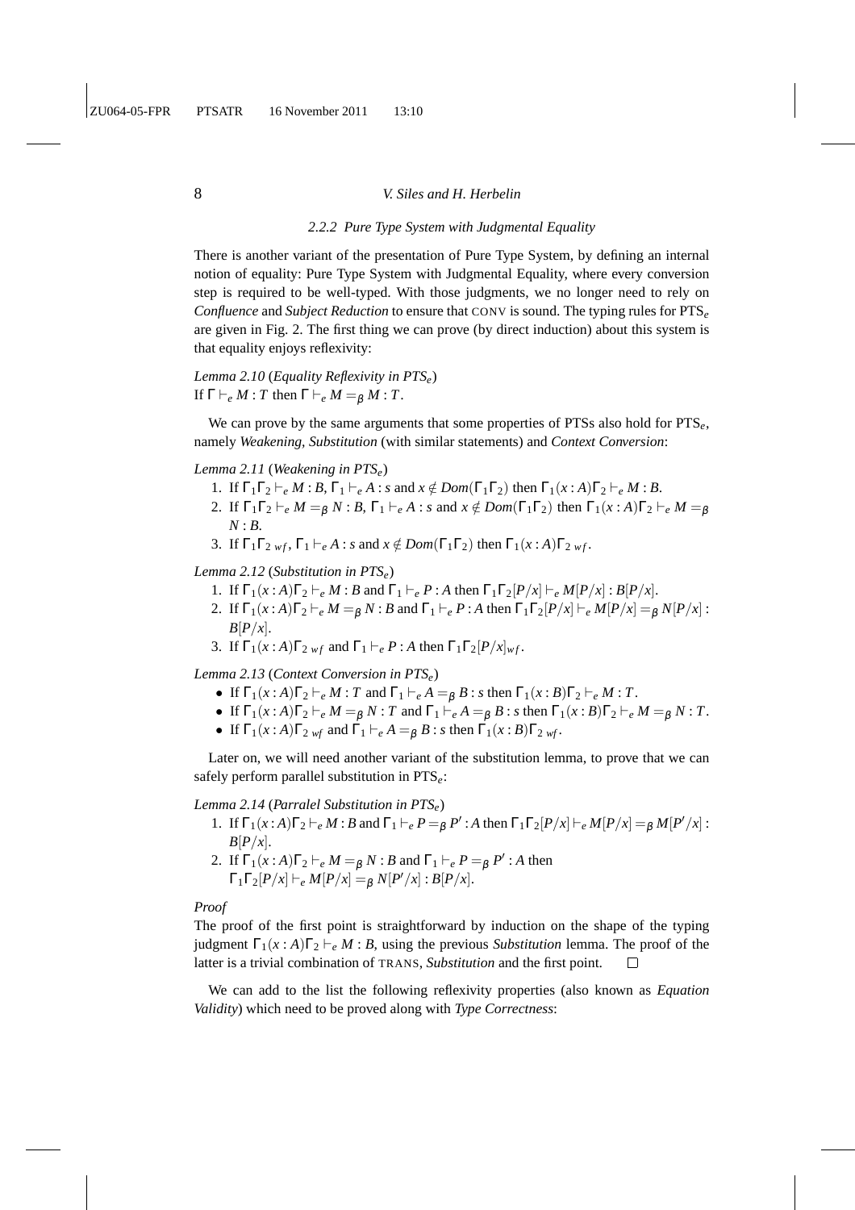### 2.2.2 *Pure Type System with Judgmental Equality*

There is another variant of the presentation of Pure Type System, by defining an internal notion of equality: Pure Type System with Judgmental Equality, where every conversion step is required to be well-typed. With those judgments, we no longer need to rely on *Confluence* and *Subject Reduction* to ensure that CONV is sound. The typing rules for $\text{PTS}_e$ are given in Fig. 2. The first thing we can prove (by direct induction) about this system is that equality enjoys reflexivity:

*Lemma 2.10* (*Equality Reflexivity in* $PTS_e$)
If $\Gamma \vdash_e M : T$ then $\Gamma \vdash_e M =_\beta M : T$.

We can prove by the same arguments that some properties of PTSs also hold for $\text{PTS}_e$, namely *Weakening*, *Substitution* (with similar statements) and *Context Conversion*:

*Lemma 2.11* (*Weakening in* $PTS_e$)

1. If $\Gamma_1\Gamma_2 \vdash_e M : B$, $\Gamma_1 \vdash_e A : s$ and $x \notin Dom(\Gamma_1\Gamma_2)$ then $\Gamma_1(x:A)\Gamma_2 \vdash_e M : B$.
2. If $\Gamma_1\Gamma_2 \vdash_e M =_\beta N : B$, $\Gamma_1 \vdash_e A : s$ and $x \notin Dom(\Gamma_1\Gamma_2)$ then $\Gamma_1(x:A)\Gamma_2 \vdash_e M =_\beta N : B$.
3. If $\Gamma_1\Gamma_2\,_{wf}$, $\Gamma_1 \vdash_e A : s$ and $x \notin Dom(\Gamma_1\Gamma_2)$ then $\Gamma_1(x:A)\Gamma_2\,_{wf}$.

*Lemma 2.12* (*Substitution in* $PTS_e$)

1. If $\Gamma_1(x:A)\Gamma_2 \vdash_e M : B$ and $\Gamma_1 \vdash_e P : A$ then $\Gamma_1\Gamma_2[P/x] \vdash_e M[P/x] : B[P/x]$.
2. If $\Gamma_1(x:A)\Gamma_2 \vdash_e M =_\beta N : B$ and $\Gamma_1 \vdash_e P : A$ then $\Gamma_1\Gamma_2[P/x] \vdash_e M[P/x] =_\beta N[P/x] : B[P/x]$.
3. If $\Gamma_1(x:A)\Gamma_2\,_{wf}$ and $\Gamma_1 \vdash_e P : A$ then $\Gamma_1\Gamma_2[P/x]_{wf}$.

*Lemma 2.13* (*Context Conversion in* $PTS_e$)

- If $\Gamma_1(x:A)\Gamma_2 \vdash_e M : T$ and $\Gamma_1 \vdash_e A =_\beta B : s$ then $\Gamma_1(x:B)\Gamma_2 \vdash_e M : T$.
- If $\Gamma_1(x:A)\Gamma_2 \vdash_e M =_\beta N : T$ and $\Gamma_1 \vdash_e A =_\beta B : s$ then $\Gamma_1(x:B)\Gamma_2 \vdash_e M =_\beta N : T$.
- If $\Gamma_1(x:A)\Gamma_2\,_{wf}$ and $\Gamma_1 \vdash_e A =_\beta B : s$ then $\Gamma_1(x:B)\Gamma_2\,_{wf}$.

Later on, we will need another variant of the substitution lemma, to prove that we can safely perform parallel substitution in $\text{PTS}_e$:

*Lemma 2.14* (*Parralel Substitution in* $PTS_e$)

1. If $\Gamma_1(x:A)\Gamma_2 \vdash_e M : B$ and $\Gamma_1 \vdash_e P =_\beta P' : A$ then $\Gamma_1\Gamma_2[P/x] \vdash_e M[P/x] =_\beta M[P'/x] : B[P/x]$.
2. If $\Gamma_1(x:A)\Gamma_2 \vdash_e M =_\beta N : B$ and $\Gamma_1 \vdash_e P =_\beta P' : A$ then $\Gamma_1\Gamma_2[P/x] \vdash_e M[P/x] =_\beta N[P'/x] : B[P/x]$.

*Proof*
The proof of the first point is straightforward by induction on the shape of the typing judgment $\Gamma_1(x:A)\Gamma_2 \vdash_e M : B$, using the previous *Substitution* lemma. The proof of the latter is a trivial combination of TRANS, *Substitution* and the first point. □

We can add to the list the following reflexivity properties (also known as *Equation Validity*) which need to be proved along with *Type Correctness*: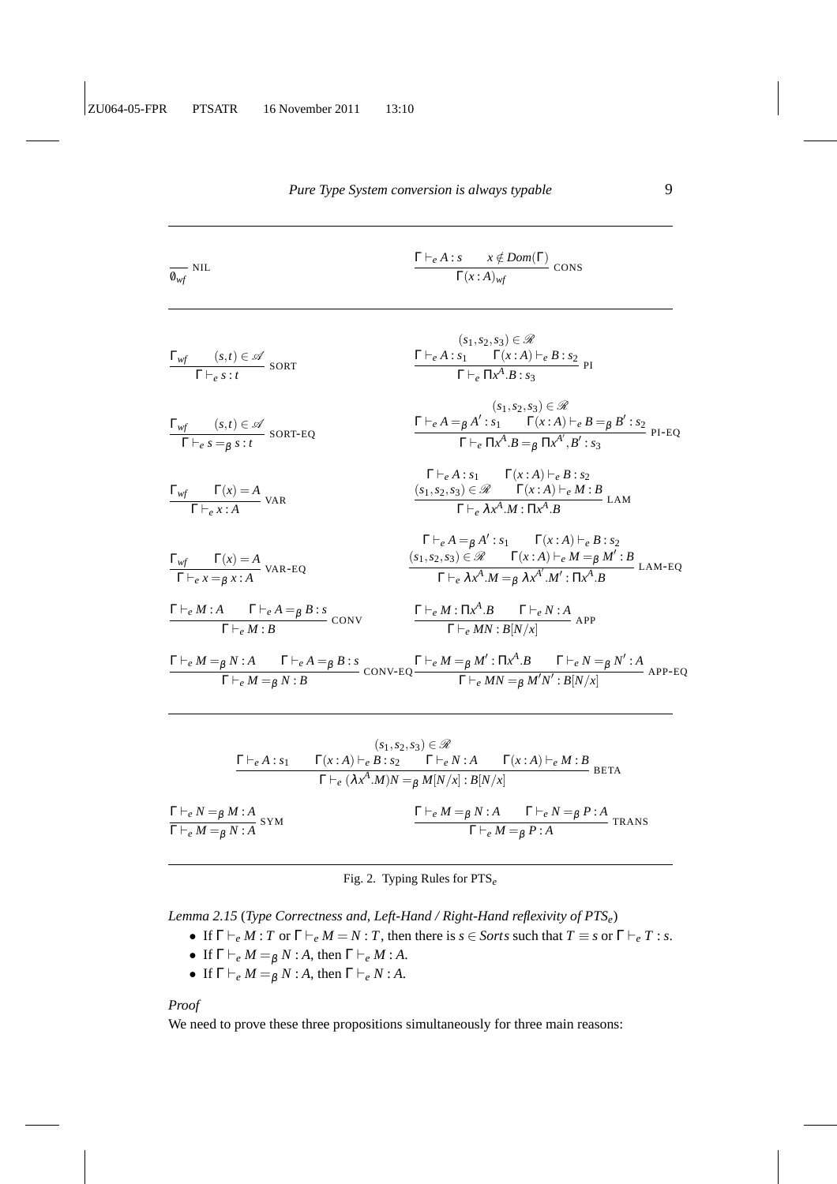$$\frac{}{\emptyset_{wf}}\ \text{NIL} \qquad\qquad \frac{\Gamma \vdash_e A : s \qquad x \notin Dom(\Gamma)}{\Gamma(x:A)_{wf}}\ \text{CONS}$$

$$\frac{\Gamma_{wf} \qquad (s,t) \in \mathscr{A}}{\Gamma \vdash_e s : t}\ \text{SORT} \qquad\qquad \frac{(s_1,s_2,s_3) \in \mathscr{R} \quad \Gamma \vdash_e A : s_1 \qquad \Gamma(x:A) \vdash_e B : s_2}{\Gamma \vdash_e \Pi x^A.B : s_3}\ \text{PI}$$

$$\frac{\Gamma_{wf} \qquad (s,t) \in \mathscr{A}}{\Gamma \vdash_e s =_\beta s : t}\ \text{SORT-EQ} \qquad\qquad \frac{(s_1,s_2,s_3) \in \mathscr{R} \quad \Gamma \vdash_e A =_\beta A' : s_1 \qquad \Gamma(x:A) \vdash_e B =_\beta B' : s_2}{\Gamma \vdash_e \Pi x^A.B =_\beta \Pi x^{A'}.B' : s_3}\ \text{PI-EQ}$$

$$\frac{\Gamma_{wf} \qquad \Gamma(x) = A}{\Gamma \vdash_e x : A}\ \text{VAR} \qquad\qquad \frac{\Gamma \vdash_e A : s_1 \qquad \Gamma(x:A) \vdash_e B : s_2 \quad (s_1,s_2,s_3) \in \mathscr{R} \qquad \Gamma(x:A) \vdash_e M : B}{\Gamma \vdash_e \lambda x^A.M : \Pi x^A.B}\ \text{LAM}$$

$$\frac{\Gamma_{wf} \qquad \Gamma(x) = A}{\Gamma \vdash_e x =_\beta x : A}\ \text{VAR-EQ} \qquad\qquad \frac{\Gamma \vdash_e A =_\beta A' : s_1 \qquad \Gamma(x:A) \vdash_e B : s_2 \quad (s_1,s_2,s_3) \in \mathscr{R} \qquad \Gamma(x:A) \vdash_e M =_\beta M' : B}{\Gamma \vdash_e \lambda x^A.M =_\beta \lambda x^{A'}.M' : \Pi x^A.B}\ \text{LAM-EQ}$$

$$\frac{\Gamma \vdash_e M : A \qquad \Gamma \vdash_e A =_\beta B : s}{\Gamma \vdash_e M : B}\ \text{CONV} \qquad\qquad \frac{\Gamma \vdash_e M : \Pi x^A.B \qquad \Gamma \vdash_e N : A}{\Gamma \vdash_e MN : B[N/x]}\ \text{APP}$$

$$\frac{\Gamma \vdash_e M =_\beta N : A \qquad \Gamma \vdash_e A =_\beta B : s}{\Gamma \vdash_e M =_\beta N : B}\ \text{CONV-EQ} \qquad \frac{\Gamma \vdash_e M =_\beta M' : \Pi x^A.B \qquad \Gamma \vdash_e N =_\beta N' : A}{\Gamma \vdash_e MN =_\beta M'N' : B[N/x]}\ \text{APP-EQ}$$

$$\frac{(s_1,s_2,s_3) \in \mathscr{R} \quad \Gamma \vdash_e A : s_1 \qquad \Gamma(x:A) \vdash_e B : s_2 \qquad \Gamma \vdash_e N : A \qquad \Gamma(x:A) \vdash_e M : B}{\Gamma \vdash_e (\lambda x^A.M)N =_\beta M[N/x] : B[N/x]}\ \text{BETA}$$

$$\frac{\Gamma \vdash_e N =_\beta M : A}{\Gamma \vdash_e M =_\beta N : A}\ \text{SYM} \qquad\qquad \frac{\Gamma \vdash_e M =_\beta N : A \qquad \Gamma \vdash_e N =_\beta P : A}{\Gamma \vdash_e M =_\beta P : A}\ \text{TRANS}$$

Fig. 2. Typing Rules for $\text{PTS}_e$

*Lemma 2.15* (*Type Correctness and, Left-Hand / Right-Hand reflexivity of $PTS_e$*)

- If $\Gamma \vdash_e M : T$ or $\Gamma \vdash_e M = N : T$, then there is $s \in Sorts$ such that $T \equiv s$ or $\Gamma \vdash_e T : s$.
- If $\Gamma \vdash_e M =_\beta N : A$, then $\Gamma \vdash_e M : A$.
- If $\Gamma \vdash_e M =_\beta N : A$, then $\Gamma \vdash_e N : A$.

*Proof*

We need to prove these three propositions simultaneously for three main reasons: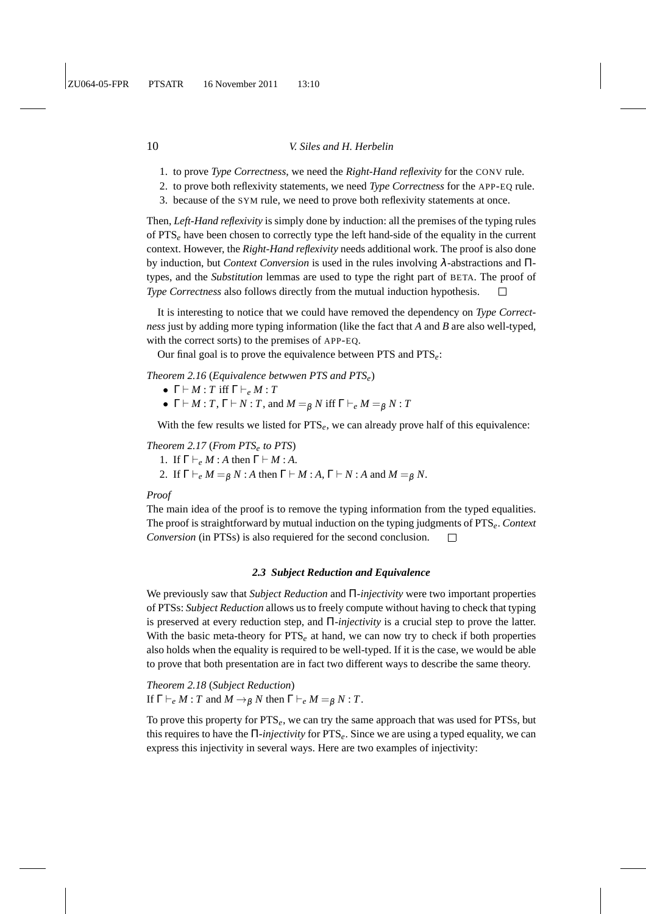1. to prove *Type Correctness*, we need the ***Right-Hand reflexivity*** for the CONV rule.
2. to prove both reflexivity statements, we need *Type Correctness* for the APP-EQ rule.
3. because of the SYM rule, we need to prove both reflexivity statements at once.

Then, ***Left-Hand reflexivity*** is simply done by induction: all the premises of the typing rules of $\mathrm{PTS}_e$ have been chosen to correctly type the left hand-side of the equality in the current context. However, the ***Right-Hand reflexivity*** needs additional work. The proof is also done by induction, but *Context Conversion* is used in the rules involving $\lambda$-abstractions and $\Pi$-types, and the *Substitution* lemmas are used to type the right part of BETA. The proof of *Type Correctness* also follows directly from the mutual induction hypothesis. □

It is interesting to notice that we could have removed the dependency on *Type Correctness* just by adding more typing information (like the fact that $A$ and $B$ are also well-typed, with the correct sorts) to the premises of APP-EQ.

Our final goal is to prove the equivalence between PTS and $\mathrm{PTS}_e$:

*Theorem 2.16* (*Equivalence betwwen PTS and $PTS_e$*)

- $\Gamma \vdash M : T$ iff $\Gamma \vdash_e M : T$
- $\Gamma \vdash M : T$, $\Gamma \vdash N : T$, and $M =_\beta N$ iff $\Gamma \vdash_e M =_\beta N : T$

With the few results we listed for $\mathrm{PTS}_e$, we can already prove half of this equivalence:

*Theorem 2.17* (*From $PTS_e$ to PTS*)

1. If $\Gamma \vdash_e M : A$ then $\Gamma \vdash M : A$.
2. If $\Gamma \vdash_e M =_\beta N : A$ then $\Gamma \vdash M : A$, $\Gamma \vdash N : A$ and $M =_\beta N$.

*Proof*

The main idea of the proof is to remove the typing information from the typed equalities. The proof is straightforward by mutual induction on the typing judgments of $\mathrm{PTS}_e$. *Context Conversion* (in PTSs) is also requiered for the second conclusion. □

### 2.3 Subject Reduction and Equivalence

We previously saw that *Subject Reduction* and $\Pi$-*injectivity* were two important properties of PTSs: *Subject Reduction* allows us to freely compute without having to check that typing is preserved at every reduction step, and $\Pi$-*injectivity* is a crucial step to prove the latter. With the basic meta-theory for $\mathrm{PTS}_e$ at hand, we can now try to check if both properties also holds when the equality is required to be well-typed. If it is the case, we would be able to prove that both presentation are in fact two different ways to describe the same theory.

*Theorem 2.18* (*Subject Reduction*)
If $\Gamma \vdash_e M : T$ and $M \to_\beta N$ then $\Gamma \vdash_e M =_\beta N : T$.

To prove this property for $\mathrm{PTS}_e$, we can try the same approach that was used for PTSs, but this requires to have the $\Pi$-*injectivity* for $\mathrm{PTS}_e$. Since we are using a typed equality, we can express this injectivity in several ways. Here are two examples of injectivity: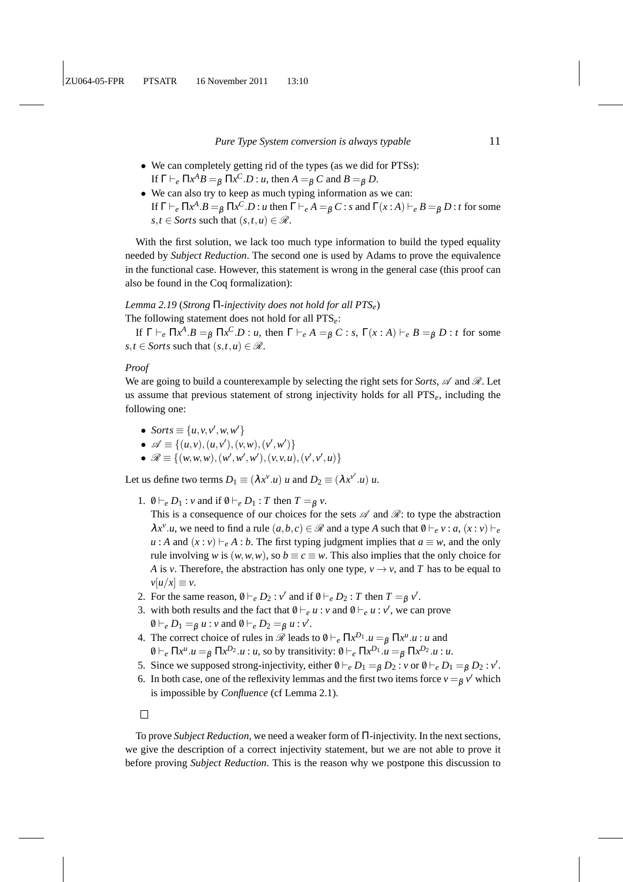- We can completely getting rid of the types (as we did for PTSs):
  If $\Gamma \vdash_e \Pi x^A B =_\beta \Pi x^C.D : u$, then $A =_\beta C$ and $B =_\beta D$.
- We can also try to keep as much typing information as we can:
  If $\Gamma \vdash_e \Pi x^A.B =_\beta \Pi x^C.D : u$ then $\Gamma \vdash_e A =_\beta C : s$ and $\Gamma(x : A) \vdash_e B =_\beta D : t$ for some $s,t \in \mathit{Sorts}$ such that $(s,t,u) \in \mathscr{R}$.

With the first solution, we lack too much type information to build the typed equality needed by *Subject Reduction*. The second one is used by Adams to prove the equivalence in the functional case. However, this statement is wrong in the general case (this proof can also be found in the Coq formalization):

*Lemma 2.19* (*Strong $\Pi$-injectivity does not hold for all $PTS_e$*)
The following statement does not hold for all $\mathrm{PTS}_e$:

If $\Gamma \vdash_e \Pi x^A.B =_\beta \Pi x^C.D : u$, then $\Gamma \vdash_e A =_\beta C : s$, $\Gamma(x : A) \vdash_e B =_\beta D : t$ for some $s,t \in \mathit{Sorts}$ such that $(s,t,u) \in \mathscr{R}$.

*Proof*
We are going to build a counterexample by selecting the right sets for *Sorts*, $\mathscr{A}$ and $\mathscr{R}$. Let us assume that previous statement of strong injectivity holds for all $\mathrm{PTS}_e$, including the following one:

- $\mathit{Sorts} \equiv \{u, v, v', w, w'\}$
- $\mathscr{A} \equiv \{(u,v),(u,v'),(v,w),(v',w')\}$
- $\mathscr{R} \equiv \{(w,w,w),(w',w',w'),(v,v,u),(v',v',u)\}$

Let us define two terms $D_1 \equiv (\lambda x^v.u)\ u$ and $D_2 \equiv (\lambda x^{v'}.u)\ u$.

1. $\emptyset \vdash_e D_1 : v$ and if $\emptyset \vdash_e D_1 : T$ then $T =_\beta v$.
   This is a consequence of our choices for the sets $\mathscr{A}$ and $\mathscr{R}$: to type the abstraction $\lambda x^v.u$, we need to find a rule $(a,b,c) \in \mathscr{R}$ and a type $A$ such that $\emptyset \vdash_e v : a$, $(x : v) \vdash_e u : A$ and $(x : v) \vdash_e A : b$. The first typing judgment implies that $a \equiv w$, and the only rule involving $w$ is $(w,w,w)$, so $b \equiv c \equiv w$. This also implies that the only choice for $A$ is $v$. Therefore, the abstraction has only one type, $v \to v$, and $T$ has to be equal to $v[u/x] \equiv v$.
2. For the same reason, $\emptyset \vdash_e D_2 : v'$ and if $\emptyset \vdash_e D_2 : T$ then $T =_\beta v'$.
3. with both results and the fact that $\emptyset \vdash_e u : v$ and $\emptyset \vdash_e u : v'$, we can prove $\emptyset \vdash_e D_1 =_\beta u : v$ and $\emptyset \vdash_e D_2 =_\beta u : v'$.
4. The correct choice of rules in $\mathscr{R}$ leads to $\emptyset \vdash_e \Pi x^{D_1}.u =_\beta \Pi x^u.u : u$ and $\emptyset \vdash_e \Pi x^u.u =_\beta \Pi x^{D_2}.u : u$, so by transitivity: $\emptyset \vdash_e \Pi x^{D_1}.u =_\beta \Pi x^{D_2}.u : u$.
5. Since we supposed strong-injectivity, either $\emptyset \vdash_e D_1 =_\beta D_2 : v$ or $\emptyset \vdash_e D_1 =_\beta D_2 : v'$.
6. In both case, one of the reflexivity lemmas and the first two items force $v =_\beta v'$ which is impossible by *Confluence* (cf Lemma 2.1).

□

To prove *Subject Reduction*, we need a weaker form of $\Pi$-injectivity. In the next sections, we give the description of a correct injectivity statement, but we are not able to prove it before proving *Subject Reduction*. This is the reason why we postpone this discussion to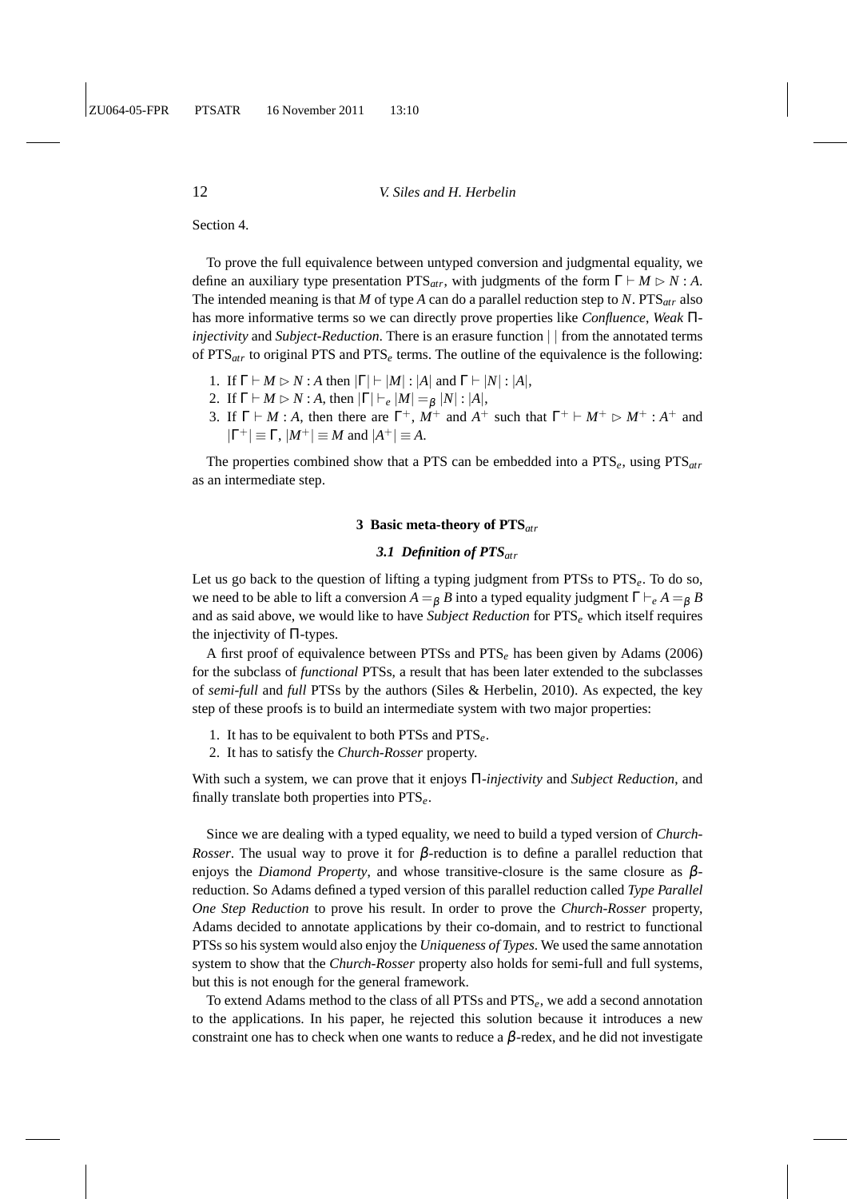Section 4.

To prove the full equivalence between untyped conversion and judgmental equality, we define an auxiliary type presentation $\text{PTS}_{atr}$, with judgments of the form $\Gamma \vdash M \rhd N : A$. The intended meaning is that $M$ of type $A$ can do a parallel reduction step to $N$. $\text{PTS}_{atr}$ also has more informative terms so we can directly prove properties like *Confluence*, *Weak* $\Pi$-*injectivity* and *Subject-Reduction*. There is an erasure function $|\ |$ from the annotated terms of $\text{PTS}_{atr}$ to original PTS and $\text{PTS}_e$ terms. The outline of the equivalence is the following:

1. If $\Gamma \vdash M \rhd N : A$ then $|\Gamma| \vdash |M| : |A|$ and $\Gamma \vdash |N| : |A|$,
2. If $\Gamma \vdash M \rhd N : A$, then $|\Gamma| \vdash_e |M| =_\beta |N| : |A|$,
3. If $\Gamma \vdash M : A$, then there are $\Gamma^+$, $M^+$ and $A^+$ such that $\Gamma^+ \vdash M^+ \rhd M^+ : A^+$ and $|\Gamma^+| \equiv \Gamma$, $|M^+| \equiv M$ and $|A^+| \equiv A$.

The properties combined show that a PTS can be embedded into a $\text{PTS}_e$, using $\text{PTS}_{atr}$ as an intermediate step.

## 3 Basic meta-theory of $\text{PTS}_{atr}$

### 3.1 Definition of $\text{PTS}_{atr}$

Let us go back to the question of lifting a typing judgment from PTSs to $\text{PTS}_e$. To do so, we need to be able to lift a conversion $A =_\beta B$ into a typed equality judgment $\Gamma \vdash_e A =_\beta B$ and as said above, we would like to have *Subject Reduction* for $\text{PTS}_e$ which itself requires the injectivity of $\Pi$-types.

A first proof of equivalence between PTSs and $\text{PTS}_e$ has been given by Adams (2006) for the subclass of *functional* PTSs, a result that has been later extended to the subclasses of *semi-full* and *full* PTSs by the authors (Siles & Herbelin, 2010). As expected, the key step of these proofs is to build an intermediate system with two major properties:

1. It has to be equivalent to both PTSs and $\text{PTS}_e$.
2. It has to satisfy the *Church-Rosser* property.

With such a system, we can prove that it enjoys $\Pi$-*injectivity* and *Subject Reduction*, and finally translate both properties into $\text{PTS}_e$.

Since we are dealing with a typed equality, we need to build a typed version of *Church-Rosser*. The usual way to prove it for $\beta$-reduction is to define a parallel reduction that enjoys the *Diamond Property*, and whose transitive-closure is the same closure as $\beta$-reduction. So Adams defined a typed version of this parallel reduction called *Type Parallel One Step Reduction* to prove his result. In order to prove the *Church-Rosser* property, Adams decided to annotate applications by their co-domain, and to restrict to functional PTSs so his system would also enjoy the *Uniqueness of Types*. We used the same annotation system to show that the *Church-Rosser* property also holds for semi-full and full systems, but this is not enough for the general framework.

To extend Adams method to the class of all PTSs and $\text{PTS}_e$, we add a second annotation to the applications. In his paper, he rejected this solution because it introduces a new constraint one has to check when one wants to reduce a $\beta$-redex, and he did not investigate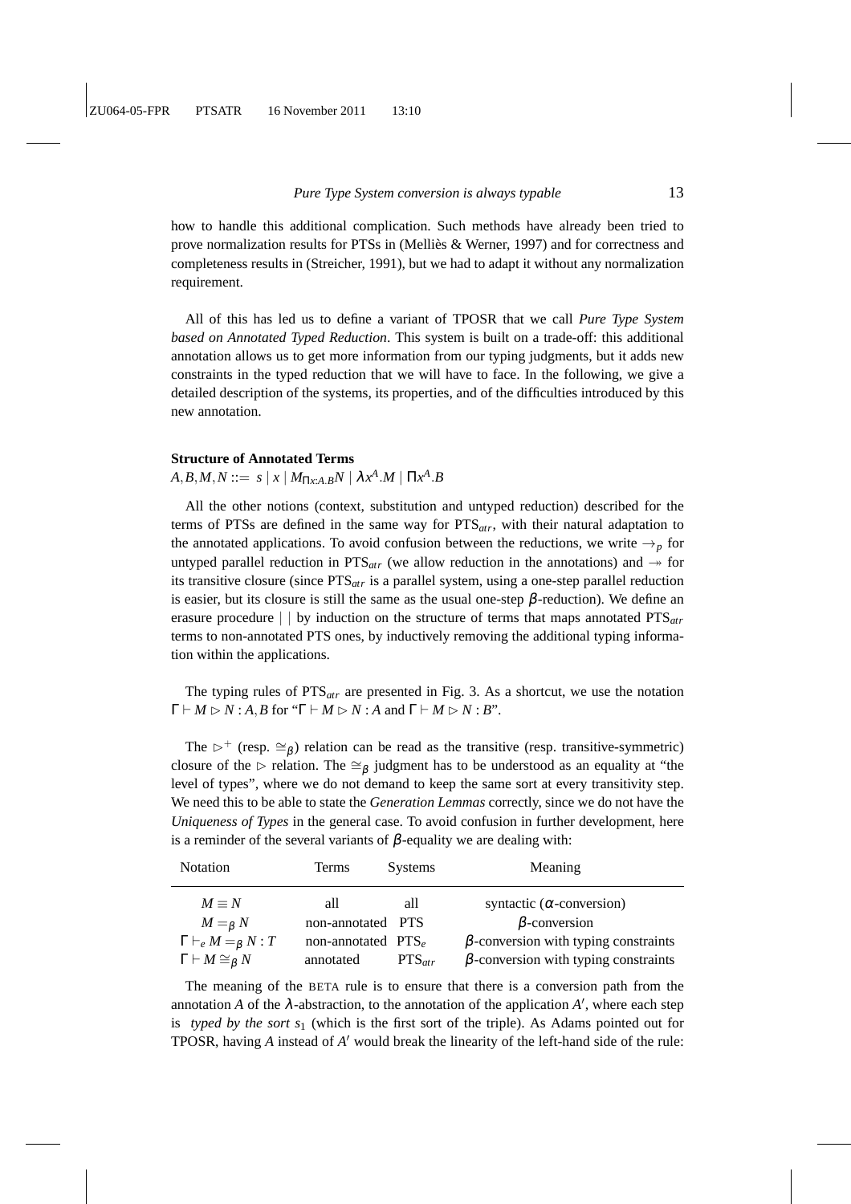how to handle this additional complication. Such methods have already been tried to prove normalization results for PTSs in (Melliès & Werner, 1997) and for correctness and completeness results in (Streicher, 1991), but we had to adapt it without any normalization requirement.

All of this has led us to define a variant of TPOSR that we call *Pure Type System based on Annotated Typed Reduction*. This system is built on a trade-off: this additional annotation allows us to get more information from our typing judgments, but it adds new constraints in the typed reduction that we will have to face. In the following, we give a detailed description of the systems, its properties, and of the difficulties introduced by this new annotation.

**Structure of Annotated Terms**

$A,B,M,N ::= s \mid x \mid M_{\Pi x:A.B}N \mid \lambda x^A.M \mid \Pi x^A.B$

All the other notions (context, substitution and untyped reduction) described for the terms of PTSs are defined in the same way for $\text{PTS}_{atr}$, with their natural adaptation to the annotated applications. To avoid confusion between the reductions, we write $\to_p$ for untyped parallel reduction in $\text{PTS}_{atr}$ (we allow reduction in the annotations) and $\twoheadrightarrow$ for its transitive closure (since $\text{PTS}_{atr}$ is a parallel system, using a one-step parallel reduction is easier, but its closure is still the same as the usual one-step $\beta$-reduction). We define an erasure procedure $|\ |$ by induction on the structure of terms that maps annotated $\text{PTS}_{atr}$ terms to non-annotated PTS ones, by inductively removing the additional typing information within the applications.

The typing rules of $\text{PTS}_{atr}$ are presented in Fig. 3. As a shortcut, we use the notation $\Gamma \vdash M \rhd N : A,B$ for "$\Gamma \vdash M \rhd N : A$ and $\Gamma \vdash M \rhd N : B$".

The $\rhd^+$ (resp. $\cong_\beta$) relation can be read as the transitive (resp. transitive-symmetric) closure of the $\rhd$ relation. The $\cong_\beta$ judgment has to be understood as an equality at "the level of types", where we do not demand to keep the same sort at every transitivity step. We need this to be able to state the *Generation Lemmas* correctly, since we do not have the *Uniqueness of Types* in the general case. To avoid confusion in further development, here is a reminder of the several variants of $\beta$-equality we are dealing with:

| Notation | Terms | Systems | Meaning |
|---|---|---|---|
| $M \equiv N$ | all | all | syntactic ($\alpha$-conversion) |
| $M =_\beta N$ | non-annotated | PTS | $\beta$-conversion |
| $\Gamma \vdash_e M =_\beta N : T$ | non-annotated | $\text{PTS}_e$ | $\beta$-conversion with typing constraints |
| $\Gamma \vdash M \cong_\beta N$ | annotated | $\text{PTS}_{atr}$ | $\beta$-conversion with typing constraints |

The meaning of the BETA rule is to ensure that there is a conversion path from the annotation $A$ of the $\lambda$-abstraction, to the annotation of the application $A'$, where each step is *typed by the sort* $s_1$ (which is the first sort of the triple). As Adams pointed out for TPOSR, having $A$ instead of $A'$ would break the linearity of the left-hand side of the rule: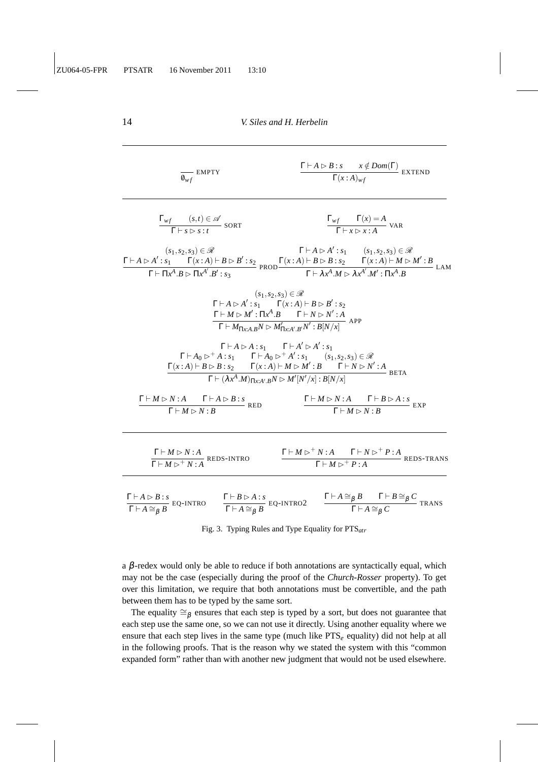$$\frac{}{\emptyset_{wf}}\ \text{EMPTY} \qquad\qquad \frac{\Gamma \vdash A \rhd B : s \qquad x \notin Dom(\Gamma)}{\Gamma(x:A)_{wf}}\ \text{EXTEND}$$

$$\frac{\Gamma_{wf} \qquad (s,t) \in \mathscr{A}}{\Gamma \vdash s \rhd s : t}\ \text{SORT} \qquad\qquad \frac{\Gamma_{wf} \qquad \Gamma(x) = A}{\Gamma \vdash x \rhd x : A}\ \text{VAR}$$

$$\frac{\begin{array}{c}(s_1,s_2,s_3) \in \mathscr{R} \\ \Gamma \vdash A \rhd A' : s_1 \qquad \Gamma(x:A) \vdash B \rhd B' : s_2\end{array}}{\Gamma \vdash \Pi x^A.B \rhd \Pi x^{A'}.B' : s_3}\ \text{PROD} \qquad \frac{\begin{array}{c}\Gamma \vdash A \rhd A' : s_1 \qquad (s_1,s_2,s_3) \in \mathscr{R} \\ \Gamma(x:A) \vdash B \rhd B : s_2 \qquad \Gamma(x:A) \vdash M \rhd M' : B\end{array}}{\Gamma \vdash \lambda x^A.M \rhd \lambda x^{A'}.M' : \Pi x^A.B}\ \text{LAM}$$

$$\frac{\begin{array}{c}(s_1,s_2,s_3) \in \mathscr{R} \\ \Gamma \vdash A \rhd A' : s_1 \qquad \Gamma(x:A) \vdash B \rhd B' : s_2 \\ \Gamma \vdash M \rhd M' : \Pi x^A.B \qquad \Gamma \vdash N \rhd N' : A\end{array}}{\Gamma \vdash M_{\Pi x:A.B} N \rhd M'_{\Pi x:A'.B'} N' : B[N/x]}\ \text{APP}$$

$$\frac{\begin{array}{c}\Gamma \vdash A \rhd A : s_1 \qquad \Gamma \vdash A' \rhd A' : s_1 \\ \Gamma \vdash A_0 \rhd^+ A : s_1 \qquad \Gamma \vdash A_0 \rhd^+ A' : s_1 \qquad (s_1,s_2,s_3) \in \mathscr{R} \\ \Gamma(x:A) \vdash B \rhd B : s_2 \qquad \Gamma(x:A) \vdash M \rhd M' : B \qquad \Gamma \vdash N \rhd N' : A\end{array}}{\Gamma \vdash (\lambda x^A.M)_{\Pi x:A'.B} N \rhd M'[N'/x] : B[N/x]}\ \text{BETA}$$

$$\frac{\Gamma \vdash M \rhd N : A \qquad \Gamma \vdash A \rhd B : s}{\Gamma \vdash M \rhd N : B}\ \text{RED} \qquad\qquad \frac{\Gamma \vdash M \rhd N : A \qquad \Gamma \vdash B \rhd A : s}{\Gamma \vdash M \rhd N : B}\ \text{EXP}$$

$$\frac{\Gamma \vdash M \rhd N : A}{\Gamma \vdash M \rhd^+ N : A}\ \text{REDS-INTRO} \qquad\qquad \frac{\Gamma \vdash M \rhd^+ N : A \qquad \Gamma \vdash N \rhd^+ P : A}{\Gamma \vdash M \rhd^+ P : A}\ \text{REDS-TRANS}$$

$$\frac{\Gamma \vdash A \rhd B : s}{\Gamma \vdash A \cong_\beta B}\ \text{EQ-INTRO} \qquad \frac{\Gamma \vdash B \rhd A : s}{\Gamma \vdash A \cong_\beta B}\ \text{EQ-INTRO2} \qquad \frac{\Gamma \vdash A \cong_\beta B \qquad \Gamma \vdash B \cong_\beta C}{\Gamma \vdash A \cong_\beta C}\ \text{TRANS}$$

Fig. 3. Typing Rules and Type Equality for PTS$_{atr}$

a $\beta$-redex would only be able to reduce if both annotations are syntactically equal, which may not be the case (especially during the proof of the *Church-Rosser* property). To get over this limitation, we require that both annotations must be convertible, and the path between them has to be typed by the same sort.

The equality $\cong_\beta$ ensures that each step is typed by a sort, but does not guarantee that each step use the same one, so we can not use it directly. Using another equality where we ensure that each step lives in the same type (much like PTS$_e$ equality) did not help at all in the following proofs. That is the reason why we stated the system with this "common expanded form" rather than with another new judgment that would not be used elsewhere.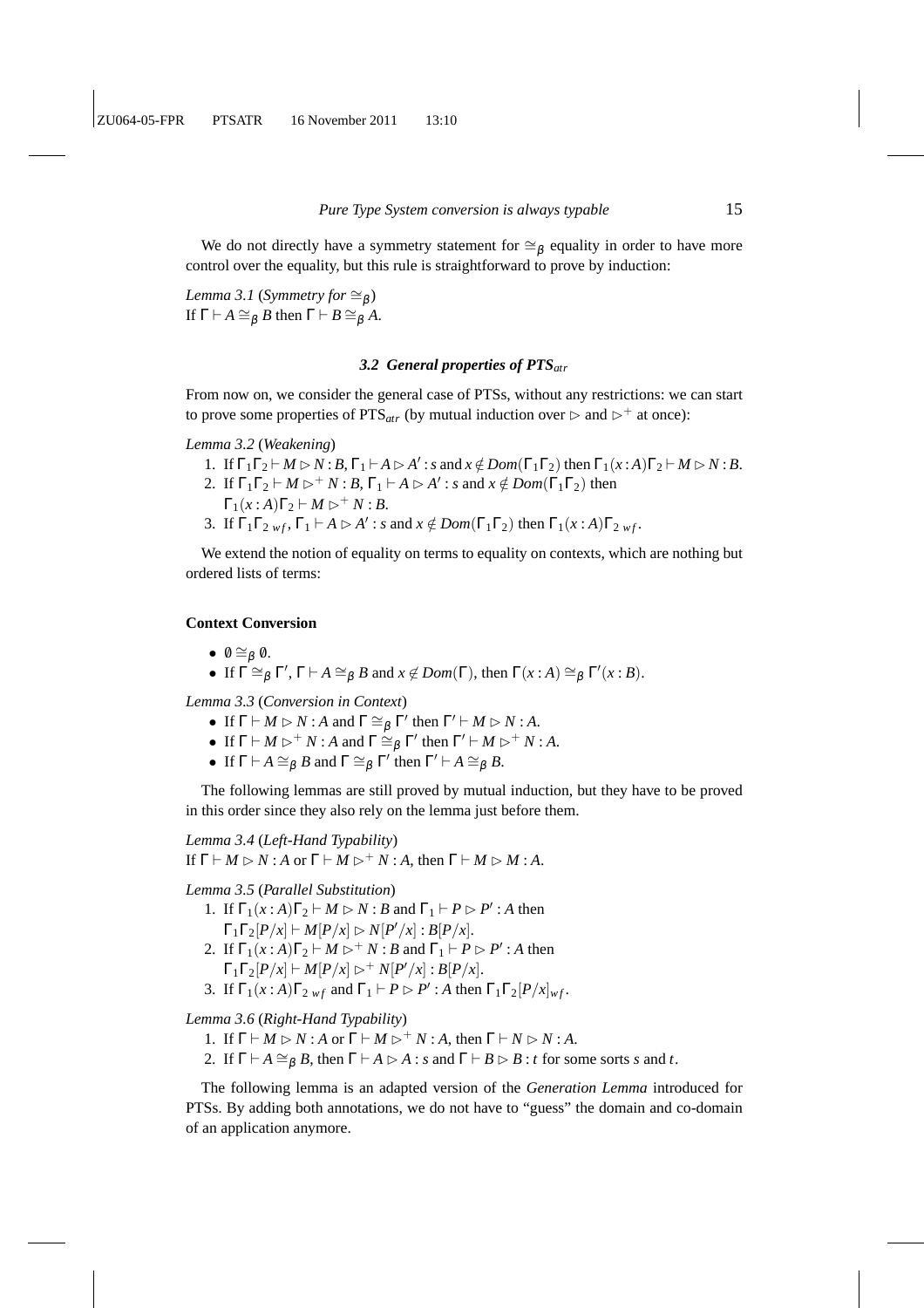We do not directly have a symmetry statement for $\cong_\beta$ equality in order to have more control over the equality, but this rule is straightforward to prove by induction:

*Lemma 3.1* (*Symmetry for* $\cong_\beta$)
If $\Gamma \vdash A \cong_\beta B$ then $\Gamma \vdash B \cong_\beta A$.

### *3.2 General properties of PTS$_{atr}$*

From now on, we consider the general case of PTSs, without any restrictions: we can start to prove some properties of PTS$_{atr}$ (by mutual induction over $\rhd$ and $\rhd^+$ at once):

*Lemma 3.2* (*Weakening*)

1. If $\Gamma_1\Gamma_2 \vdash M \rhd N : B$, $\Gamma_1 \vdash A \rhd A' : s$ and $x \notin Dom(\Gamma_1\Gamma_2)$ then $\Gamma_1(x:A)\Gamma_2 \vdash M \rhd N : B$.
2. If $\Gamma_1\Gamma_2 \vdash M \rhd^+ N : B$, $\Gamma_1 \vdash A \rhd A' : s$ and $x \notin Dom(\Gamma_1\Gamma_2)$ then $\Gamma_1(x:A)\Gamma_2 \vdash M \rhd^+ N : B$.
3. If $\Gamma_1\Gamma_2\,_{wf}$, $\Gamma_1 \vdash A \rhd A' : s$ and $x \notin Dom(\Gamma_1\Gamma_2)$ then $\Gamma_1(x:A)\Gamma_2\,_{wf}$.

We extend the notion of equality on terms to equality on contexts, which are nothing but ordered lists of terms:

**Context Conversion**

- $\emptyset \cong_\beta \emptyset$.
- If $\Gamma \cong_\beta \Gamma'$, $\Gamma \vdash A \cong_\beta B$ and $x \notin Dom(\Gamma)$, then $\Gamma(x:A) \cong_\beta \Gamma'(x:B)$.

*Lemma 3.3* (*Conversion in Context*)

- If $\Gamma \vdash M \rhd N : A$ and $\Gamma \cong_\beta \Gamma'$ then $\Gamma' \vdash M \rhd N : A$.
- If $\Gamma \vdash M \rhd^+ N : A$ and $\Gamma \cong_\beta \Gamma'$ then $\Gamma' \vdash M \rhd^+ N : A$.
- If $\Gamma \vdash A \cong_\beta B$ and $\Gamma \cong_\beta \Gamma'$ then $\Gamma' \vdash A \cong_\beta B$.

The following lemmas are still proved by mutual induction, but they have to be proved in this order since they also rely on the lemma just before them.

*Lemma 3.4* (*Left-Hand Typability*)
If $\Gamma \vdash M \rhd N : A$ or $\Gamma \vdash M \rhd^+ N : A$, then $\Gamma \vdash M \rhd M : A$.

*Lemma 3.5* (*Parallel Substitution*)

1. If $\Gamma_1(x:A)\Gamma_2 \vdash M \rhd N : B$ and $\Gamma_1 \vdash P \rhd P' : A$ then $\Gamma_1\Gamma_2[P/x] \vdash M[P/x] \rhd N[P'/x] : B[P/x]$.
2. If $\Gamma_1(x:A)\Gamma_2 \vdash M \rhd^+ N : B$ and $\Gamma_1 \vdash P \rhd P' : A$ then $\Gamma_1\Gamma_2[P/x] \vdash M[P/x] \rhd^+ N[P'/x] : B[P/x]$.
3. If $\Gamma_1(x:A)\Gamma_2\,_{wf}$ and $\Gamma_1 \vdash P \rhd P' : A$ then $\Gamma_1\Gamma_2[P/x]_{wf}$.

*Lemma 3.6* (*Right-Hand Typability*)

1. If $\Gamma \vdash M \rhd N : A$ or $\Gamma \vdash M \rhd^+ N : A$, then $\Gamma \vdash N \rhd N : A$.
2. If $\Gamma \vdash A \cong_\beta B$, then $\Gamma \vdash A \rhd A : s$ and $\Gamma \vdash B \rhd B : t$ for some sorts $s$ and $t$.

The following lemma is an adapted version of the *Generation Lemma* introduced for PTSs. By adding both annotations, we do not have to "guess" the domain and co-domain of an application anymore.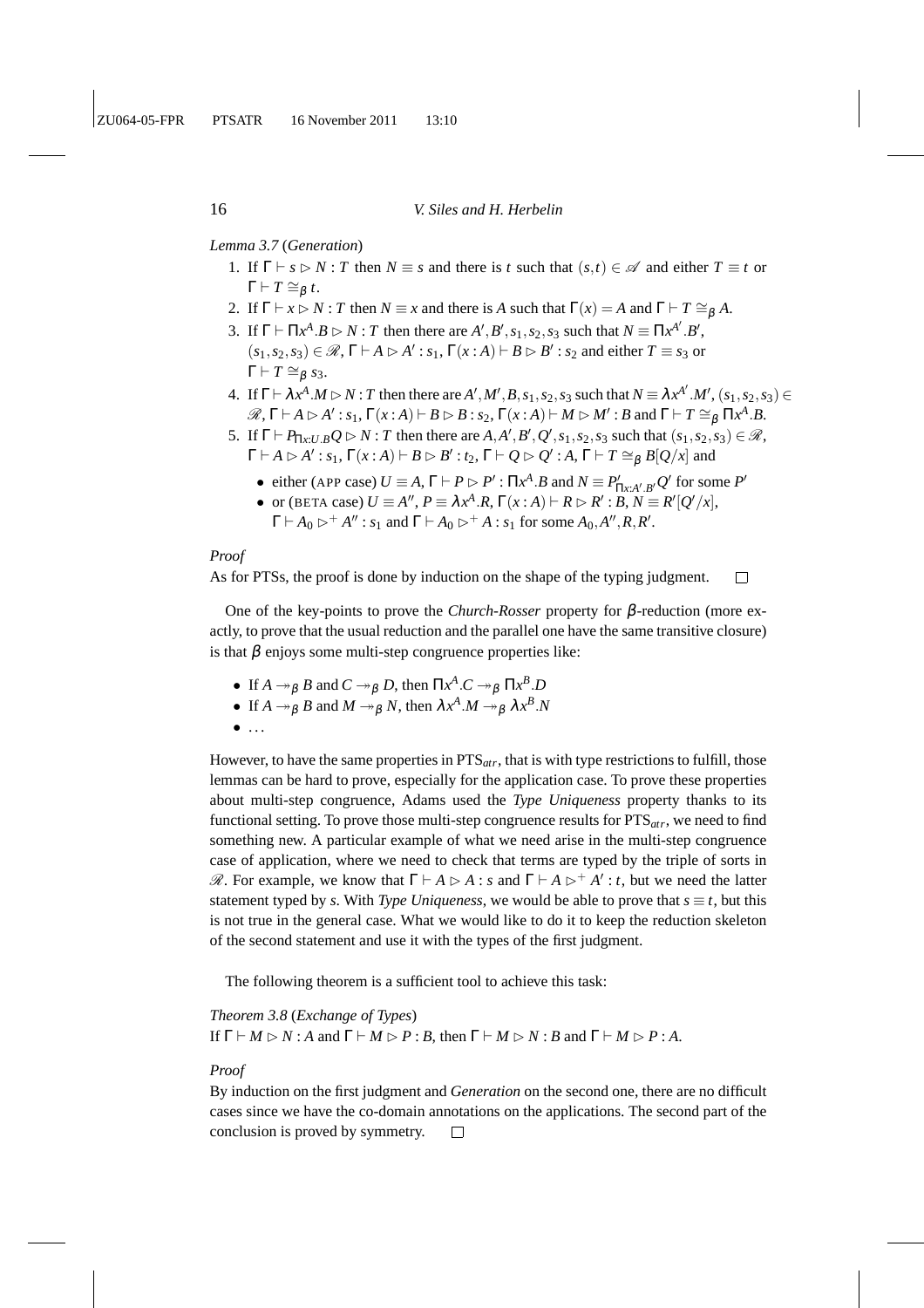*Lemma 3.7* (*Generation*)

1. If $\Gamma \vdash s \rhd N : T$ then $N \equiv s$ and there is $t$ such that $(s,t) \in \mathscr{A}$ and either $T \equiv t$ or $\Gamma \vdash T \cong_\beta t$.
2. If $\Gamma \vdash x \rhd N : T$ then $N \equiv x$ and there is $A$ such that $\Gamma(x) = A$ and $\Gamma \vdash T \cong_\beta A$.
3. If $\Gamma \vdash \Pi x^A.B \rhd N : T$ then there are $A', B', s_1, s_2, s_3$ such that $N \equiv \Pi x^{A'}.B'$, $(s_1, s_2, s_3) \in \mathscr{R}$, $\Gamma \vdash A \rhd A' : s_1$, $\Gamma(x : A) \vdash B \rhd B' : s_2$ and either $T \equiv s_3$ or $\Gamma \vdash T \cong_\beta s_3$.
4. If $\Gamma \vdash \lambda x^A.M \rhd N : T$ then there are $A', M', B, s_1, s_2, s_3$ such that $N \equiv \lambda x^{A'}.M'$, $(s_1, s_2, s_3) \in \mathscr{R}$, $\Gamma \vdash A \rhd A' : s_1$, $\Gamma(x : A) \vdash B \rhd B : s_2$, $\Gamma(x : A) \vdash M \rhd M' : B$ and $\Gamma \vdash T \cong_\beta \Pi x^A.B$.
5. If $\Gamma \vdash P_{\Pi x:U.B} Q \rhd N : T$ then there are $A, A', B', Q', s_1, s_2, s_3$ such that $(s_1, s_2, s_3) \in \mathscr{R}$, $\Gamma \vdash A \rhd A' : s_1$, $\Gamma(x : A) \vdash B \rhd B' : t_2$, $\Gamma \vdash Q \rhd Q' : A$, $\Gamma \vdash T \cong_\beta B[Q/x]$ and
   - either (APP case) $U \equiv A$, $\Gamma \vdash P \rhd P' : \Pi x^A.B$ and $N \equiv P'_{\Pi x:A'.B'} Q'$ for some $P'$
   - or (BETA case) $U \equiv A''$, $P \equiv \lambda x^A.R$, $\Gamma(x : A) \vdash R \rhd R' : B$, $N \equiv R'[Q'/x]$, $\Gamma \vdash A_0 \rhd^+ A'' : s_1$ and $\Gamma \vdash A_0 \rhd^+ A : s_1$ for some $A_0, A'', R, R'$.

*Proof*

As for PTSs, the proof is done by induction on the shape of the typing judgment. □

One of the key-points to prove the *Church-Rosser* property for $\beta$-reduction (more exactly, to prove that the usual reduction and the parallel one have the same transitive closure) is that $\beta$ enjoys some multi-step congruence properties like:

- If $A \twoheadrightarrow_\beta B$ and $C \twoheadrightarrow_\beta D$, then $\Pi x^A.C \twoheadrightarrow_\beta \Pi x^B.D$
- If $A \twoheadrightarrow_\beta B$ and $M \twoheadrightarrow_\beta N$, then $\lambda x^A.M \twoheadrightarrow_\beta \lambda x^B.N$
- ...

However, to have the same properties in $\text{PTS}_{atr}$, that is with type restrictions to fulfill, those lemmas can be hard to prove, especially for the application case. To prove these properties about multi-step congruence, Adams used the *Type Uniqueness* property thanks to its functional setting. To prove those multi-step congruence results for $\text{PTS}_{atr}$, we need to find something new. A particular example of what we need arise in the multi-step congruence case of application, where we need to check that terms are typed by the triple of sorts in $\mathscr{R}$. For example, we know that $\Gamma \vdash A \rhd A : s$ and $\Gamma \vdash A \rhd^+ A' : t$, but we need the latter statement typed by $s$. With *Type Uniqueness*, we would be able to prove that $s \equiv t$, but this is not true in the general case. What we would like to do it to keep the reduction skeleton of the second statement and use it with the types of the first judgment.

The following theorem is a sufficient tool to achieve this task:

*Theorem 3.8* (*Exchange of Types*)
If $\Gamma \vdash M \rhd N : A$ and $\Gamma \vdash M \rhd P : B$, then $\Gamma \vdash M \rhd N : B$ and $\Gamma \vdash M \rhd P : A$.

*Proof*

By induction on the first judgment and *Generation* on the second one, there are no difficult cases since we have the co-domain annotations on the applications. The second part of the conclusion is proved by symmetry. □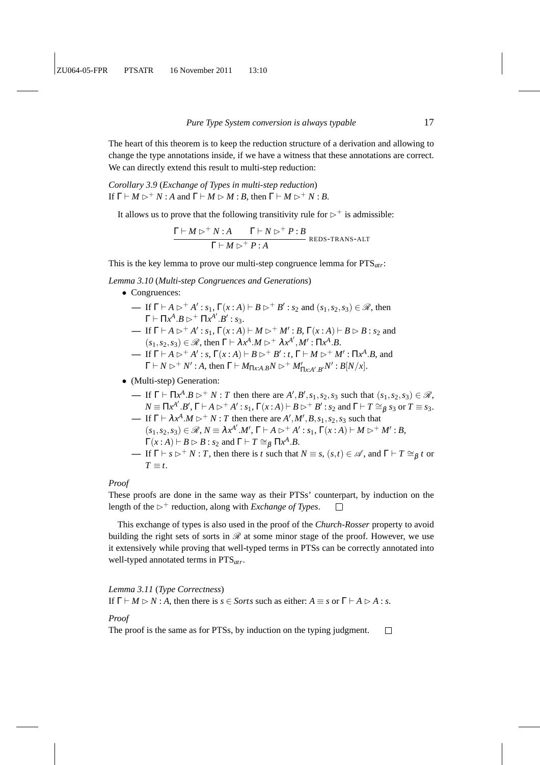The heart of this theorem is to keep the reduction structure of a derivation and allowing to change the type annotations inside, if we have a witness that these annotations are correct. We can directly extend this result to multi-step reduction:

*Corollary 3.9* (*Exchange of Types in multi-step reduction*)
If $\Gamma \vdash M \rhd^+ N : A$ and $\Gamma \vdash M \rhd M : B$, then $\Gamma \vdash M \rhd^+ N : B$.

It allows us to prove that the following transitivity rule for $\rhd^+$ is admissible:

$$\frac{\Gamma \vdash M \rhd^+ N : A \qquad \Gamma \vdash N \rhd^+ P : B}{\Gamma \vdash M \rhd^+ P : A} \text{ REDS-TRANS-ALT}$$

This is the key lemma to prove our multi-step congruence lemma for $\text{PTS}_{atr}$:

*Lemma 3.10* (*Multi-step Congruences and Generations*)

- Congruences:
  - If $\Gamma \vdash A \rhd^+ A' : s_1$, $\Gamma(x:A) \vdash B \rhd^+ B' : s_2$ and $(s_1, s_2, s_3) \in \mathscr{R}$, then $\Gamma \vdash \Pi x^A.B \rhd^+ \Pi x^{A'}.B' : s_3$.
  - If $\Gamma \vdash A \rhd^+ A' : s_1$, $\Gamma(x:A) \vdash M \rhd^+ M' : B$, $\Gamma(x:A) \vdash B \rhd B : s_2$ and $(s_1, s_2, s_3) \in \mathscr{R}$, then $\Gamma \vdash \lambda x^A.M \rhd^+ \lambda x^{A'}, M' : \Pi x^A.B$.
  - If $\Gamma \vdash A \rhd^+ A' : s$, $\Gamma(x:A) \vdash B \rhd^+ B' : t$, $\Gamma \vdash M \rhd^+ M' : \Pi x^A.B$, and $\Gamma \vdash N \rhd^+ N' : A$, then $\Gamma \vdash M_{\Pi x:A.B} N \rhd^+ M'_{\Pi x:A'.B'} N' : B[N/x]$.
- (Multi-step) Generation:
  - If $\Gamma \vdash \Pi x^A.B \rhd^+ N : T$ then there are $A', B', s_1, s_2, s_3$ such that $(s_1, s_2, s_3) \in \mathscr{R}$, $N \equiv \Pi x^{A'}.B'$, $\Gamma \vdash A \rhd^+ A' : s_1$, $\Gamma(x:A) \vdash B \rhd^+ B' : s_2$ and $\Gamma \vdash T \cong_\beta s_3$ or $T \equiv s_3$.
  - If $\Gamma \vdash \lambda x^A.M \rhd^+ N : T$ then there are $A', M', B, s_1, s_2, s_3$ such that $(s_1, s_2, s_3) \in \mathscr{R}$, $N \equiv \lambda x^{A'}.M'$, $\Gamma \vdash A \rhd^+ A' : s_1$, $\Gamma(x:A) \vdash M \rhd^+ M' : B$, $\Gamma(x:A) \vdash B \rhd B : s_2$ and $\Gamma \vdash T \cong_\beta \Pi x^A.B$.
  - If $\Gamma \vdash s \rhd^+ N : T$, then there is $t$ such that $N \equiv s$, $(s,t) \in \mathscr{A}$, and $\Gamma \vdash T \cong_\beta t$ or $T \equiv t$.

*Proof*

These proofs are done in the same way as their PTSs' counterpart, by induction on the length of the $\rhd^+$ reduction, along with *Exchange of Types*. □

This exchange of types is also used in the proof of the *Church-Rosser* property to avoid building the right sets of sorts in $\mathscr{R}$ at some minor stage of the proof. However, we use it extensively while proving that well-typed terms in PTSs can be correctly annotated into well-typed annotated terms in $\text{PTS}_{atr}$.

*Lemma 3.11* (*Type Correctness*)
If $\Gamma \vdash M \rhd N : A$, then there is $s \in Sorts$ such as either: $A \equiv s$ or $\Gamma \vdash A \rhd A : s$.

*Proof*

The proof is the same as for PTSs, by induction on the typing judgment. □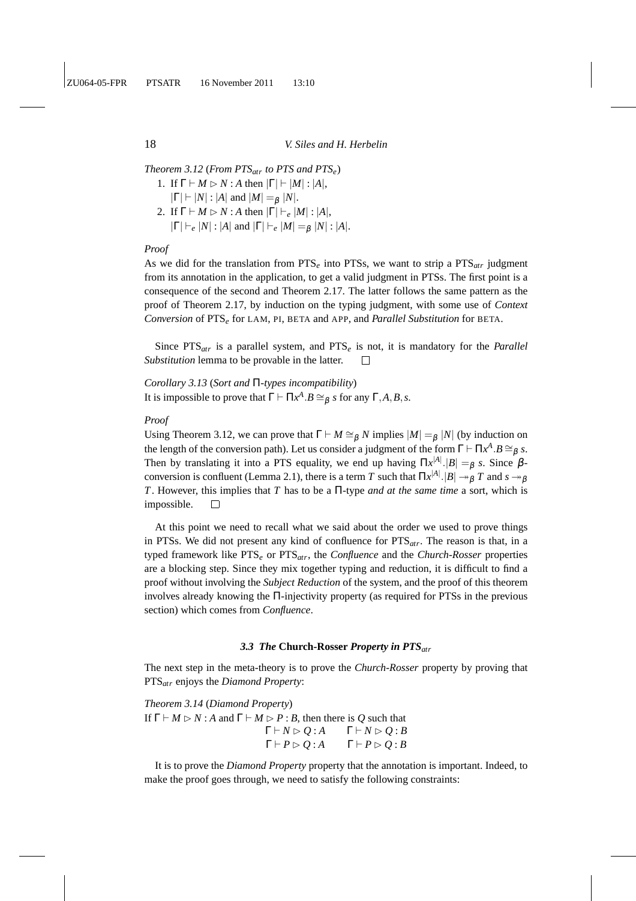*Theorem 3.12* (*From PTS$_{atr}$ to PTS and PTS$_e$*)

1. If $\Gamma \vdash M \rhd N : A$ then $|\Gamma| \vdash |M| : |A|$,
   $|\Gamma| \vdash |N| : |A|$ and $|M| =_\beta |N|$.
2. If $\Gamma \vdash M \rhd N : A$ then $|\Gamma| \vdash_e |M| : |A|$,
   $|\Gamma| \vdash_e |N| : |A|$ and $|\Gamma| \vdash_e |M| =_\beta |N| : |A|$.

*Proof*

As we did for the translation from PTS$_e$ into PTSs, we want to strip a PTS$_{atr}$ judgment from its annotation in the application, to get a valid judgment in PTSs. The first point is a consequence of the second and Theorem 2.17. The latter follows the same pattern as the proof of Theorem 2.17, by induction on the typing judgment, with some use of *Context Conversion* of PTS$_e$ for LAM, PI, BETA and APP, and *Parallel Substitution* for BETA.

Since PTS$_{atr}$ is a parallel system, and PTS$_e$ is not, it is mandatory for the *Parallel Substitution* lemma to be provable in the latter. □

*Corollary 3.13* (*Sort and* $\Pi$*-types incompatibility*)
It is impossible to prove that $\Gamma \vdash \Pi x^A.B \cong_\beta s$ for any $\Gamma, A, B, s$.

*Proof*

Using Theorem 3.12, we can prove that $\Gamma \vdash M \cong_\beta N$ implies $|M| =_\beta |N|$ (by induction on the length of the conversion path). Let us consider a judgment of the form $\Gamma \vdash \Pi x^A.B \cong_\beta s$. Then by translating it into a PTS equality, we end up having $\Pi x^{|A|}.|B| =_\beta s$. Since $\beta$-conversion is confluent (Lemma 2.1), there is a term $T$ such that $\Pi x^{|A|}.|B| \twoheadrightarrow_\beta T$ and $s \twoheadrightarrow_\beta T$. However, this implies that $T$ has to be a $\Pi$-type *and at the same time* a sort, which is impossible. □

At this point we need to recall what we said about the order we used to prove things in PTSs. We did not present any kind of confluence for PTS$_{atr}$. The reason is that, in a typed framework like PTS$_e$ or PTS$_{atr}$, the *Confluence* and the *Church-Rosser* properties are a blocking step. Since they mix together typing and reduction, it is difficult to find a proof without involving the *Subject Reduction* of the system, and the proof of this theorem involves already knowing the $\Pi$-injectivity property (as required for PTSs in the previous section) which comes from *Confluence*.

### *3.3 The* **Church-Rosser** *Property in PTS$_{atr}$*

The next step in the meta-theory is to prove the *Church-Rosser* property by proving that PTS$_{atr}$ enjoys the *Diamond Property*:

*Theorem 3.14* (*Diamond Property*)
If $\Gamma \vdash M \rhd N : A$ and $\Gamma \vdash M \rhd P : B$, then there is $Q$ such that

$$\begin{array}{ll} \Gamma \vdash N \rhd Q : A & \Gamma \vdash N \rhd Q : B \\ \Gamma \vdash P \rhd Q : A & \Gamma \vdash P \rhd Q : B \end{array}$$

It is to prove the *Diamond Property* property that the annotation is important. Indeed, to make the proof goes through, we need to satisfy the following constraints: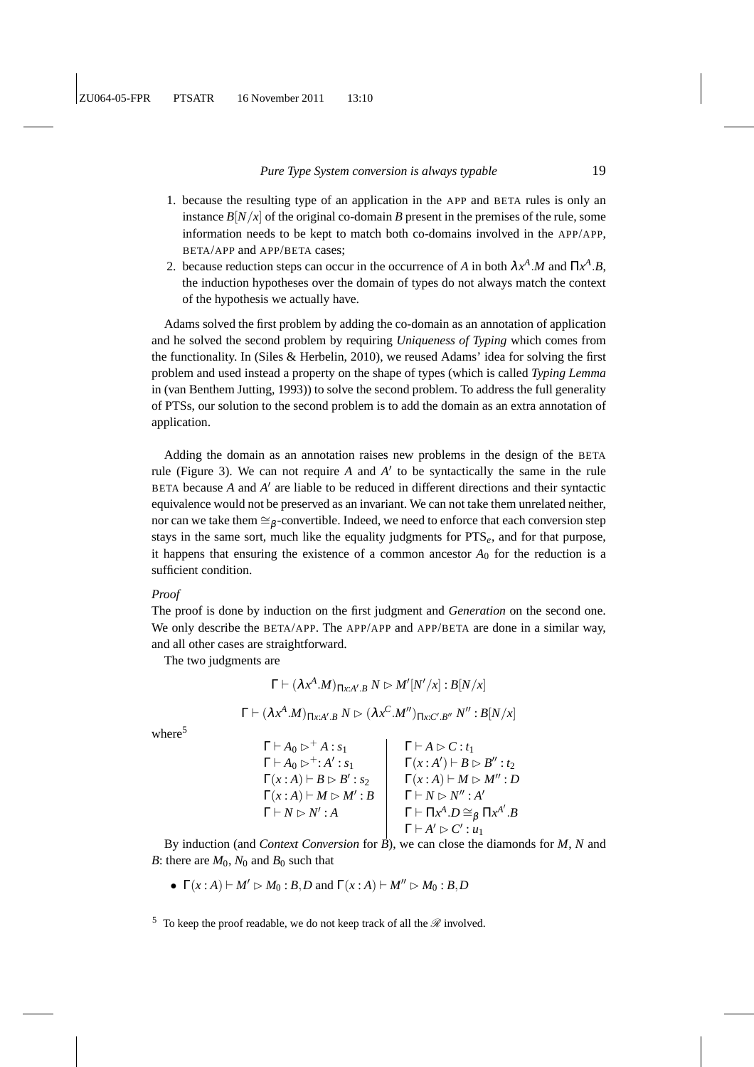1. because the resulting type of an application in the APP and BETA rules is only an instance $B[N/x]$ of the original co-domain $B$ present in the premises of the rule, some information needs to be kept to match both co-domains involved in the APP/APP, BETA/APP and APP/BETA cases;
2. because reduction steps can occur in the occurrence of $A$ in both $\lambda x^A.M$ and $\Pi x^A.B$, the induction hypotheses over the domain of types do not always match the context of the hypothesis we actually have.

Adams solved the first problem by adding the co-domain as an annotation of application and he solved the second problem by requiring *Uniqueness of Typing* which comes from the functionality. In (Siles & Herbelin, 2010), we reused Adams' idea for solving the first problem and used instead a property on the shape of types (which is called *Typing Lemma* in (van Benthem Jutting, 1993)) to solve the second problem. To address the full generality of PTSs, our solution to the second problem is to add the domain as an extra annotation of application.

Adding the domain as an annotation raises new problems in the design of the BETA rule (Figure 3). We can not require $A$ and $A'$ to be syntactically the same in the rule BETA because $A$ and $A'$ are liable to be reduced in different directions and their syntactic equivalence would not be preserved as an invariant. We can not take them unrelated neither, nor can we take them $\cong_\beta$-convertible. Indeed, we need to enforce that each conversion step stays in the same sort, much like the equality judgments for $\text{PTS}_e$, and for that purpose, it happens that ensuring the existence of a common ancestor $A_0$ for the reduction is a sufficient condition.

*Proof*

The proof is done by induction on the first judgment and *Generation* on the second one. We only describe the BETA/APP. The APP/APP and APP/BETA are done in a similar way, and all other cases are straightforward.

The two judgments are

$$\Gamma \vdash (\lambda x^A.M)_{\Pi x:A'.B}\ N \rhd M'[N'/x] : B[N/x]$$

$$\Gamma \vdash (\lambda x^A.M)_{\Pi x:A'.B}\ N \rhd (\lambda x^C.M'')_{\Pi x:C'.B''}\ N'' : B[N/x]$$

where[5]

$$\begin{array}{l|l}
\Gamma \vdash A_0 \rhd^+ A : s_1 & \Gamma \vdash A \rhd C : t_1 \\
\Gamma \vdash A_0 \rhd^+ : A' : s_1 & \Gamma(x:A') \vdash B \rhd B'' : t_2 \\
\Gamma(x:A) \vdash B \rhd B' : s_2 & \Gamma(x:A) \vdash M \rhd M'' : D \\
\Gamma(x:A) \vdash M \rhd M' : B & \Gamma \vdash N \rhd N'' : A' \\
\Gamma \vdash N \rhd N' : A & \Gamma \vdash \Pi x^A.D \cong_\beta \Pi x^{A'}.B \\
 & \Gamma \vdash A' \rhd C' : u_1
\end{array}$$

By induction (and *Context Conversion* for $B$), we can close the diamonds for $M$, $N$ and $B$: there are $M_0$, $N_0$ and $B_0$ such that

- $\Gamma(x:A) \vdash M' \rhd M_0 : B, D$ and $\Gamma(x:A) \vdash M'' \rhd M_0 : B, D$

[5] To keep the proof readable, we do not keep track of all the $\mathscr{R}$ involved.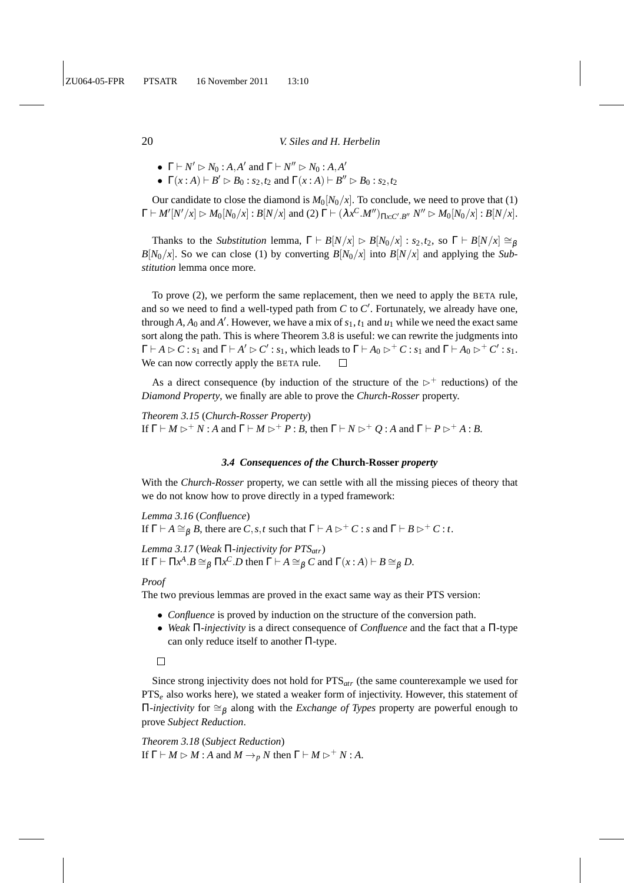- $\Gamma \vdash N' \rhd N_0 : A, A'$ and $\Gamma \vdash N'' \rhd N_0 : A, A'$
- $\Gamma(x : A) \vdash B' \rhd B_0 : s_2, t_2$ and $\Gamma(x : A) \vdash B'' \rhd B_0 : s_2, t_2$

Our candidate to close the diamond is $M_0[N_0/x]$. To conclude, we need to prove that (1) $\Gamma \vdash M'[N'/x] \rhd M_0[N_0/x] : B[N/x]$ and (2) $\Gamma \vdash (\lambda x^C.M'')_{\Pi x:C'.B''}\ N'' \rhd M_0[N_0/x] : B[N/x]$.

Thanks to the *Substitution* lemma, $\Gamma \vdash B[N/x] \rhd B[N_0/x] : s_2, t_2$, so $\Gamma \vdash B[N/x] \cong_\beta B[N_0/x]$. So we can close (1) by converting $B[N_0/x]$ into $B[N/x]$ and applying the *Substitution* lemma once more.

To prove (2), we perform the same replacement, then we need to apply the BETA rule, and so we need to find a well-typed path from $C$ to $C'$. Fortunately, we already have one, through $A$, $A_0$ and $A'$. However, we have a mix of $s_1, t_1$ and $u_1$ while we need the exact same sort along the path. This is where Theorem 3.8 is useful: we can rewrite the judgments into $\Gamma \vdash A \rhd C : s_1$ and $\Gamma \vdash A' \rhd C' : s_1$, which leads to $\Gamma \vdash A_0 \rhd^+ C : s_1$ and $\Gamma \vdash A_0 \rhd^+ C' : s_1$. We can now correctly apply the BETA rule. □

As a direct consequence (by induction of the structure of the $\rhd^+$ reductions) of the *Diamond Property*, we finally are able to prove the *Church-Rosser* property.

*Theorem 3.15* (*Church-Rosser Property*)
If $\Gamma \vdash M \rhd^+ N : A$ and $\Gamma \vdash M \rhd^+ P : B$, then $\Gamma \vdash N \rhd^+ Q : A$ and $\Gamma \vdash P \rhd^+ A : B$.

### *3.4 Consequences of the* **Church-Rosser** *property*

With the *Church-Rosser* property, we can settle with all the missing pieces of theory that we do not know how to prove directly in a typed framework:

*Lemma 3.16* (*Confluence*)
If $\Gamma \vdash A \cong_\beta B$, there are $C, s, t$ such that $\Gamma \vdash A \rhd^+ C : s$ and $\Gamma \vdash B \rhd^+ C : t$.

*Lemma 3.17* (*Weak* $\Pi$*-injectivity for PTS$_{atr}$*)
If $\Gamma \vdash \Pi x^A.B \cong_\beta \Pi x^C.D$ then $\Gamma \vdash A \cong_\beta C$ and $\Gamma(x : A) \vdash B \cong_\beta D$.

*Proof*
The two previous lemmas are proved in the exact same way as their PTS version:

- *Confluence* is proved by induction on the structure of the conversion path.
- *Weak* $\Pi$*-injectivity* is a direct consequence of *Confluence* and the fact that a $\Pi$-type can only reduce itself to another $\Pi$-type.

□

Since strong injectivity does not hold for PTS$_{atr}$ (the same counterexample we used for PTS$_e$ also works here), we stated a weaker form of injectivity. However, this statement of $\Pi$*-injectivity* for $\cong_\beta$ along with the *Exchange of Types* property are powerful enough to prove *Subject Reduction*.

*Theorem 3.18* (*Subject Reduction*)
If $\Gamma \vdash M \rhd M : A$ and $M \rightarrow_p N$ then $\Gamma \vdash M \rhd^+ N : A$.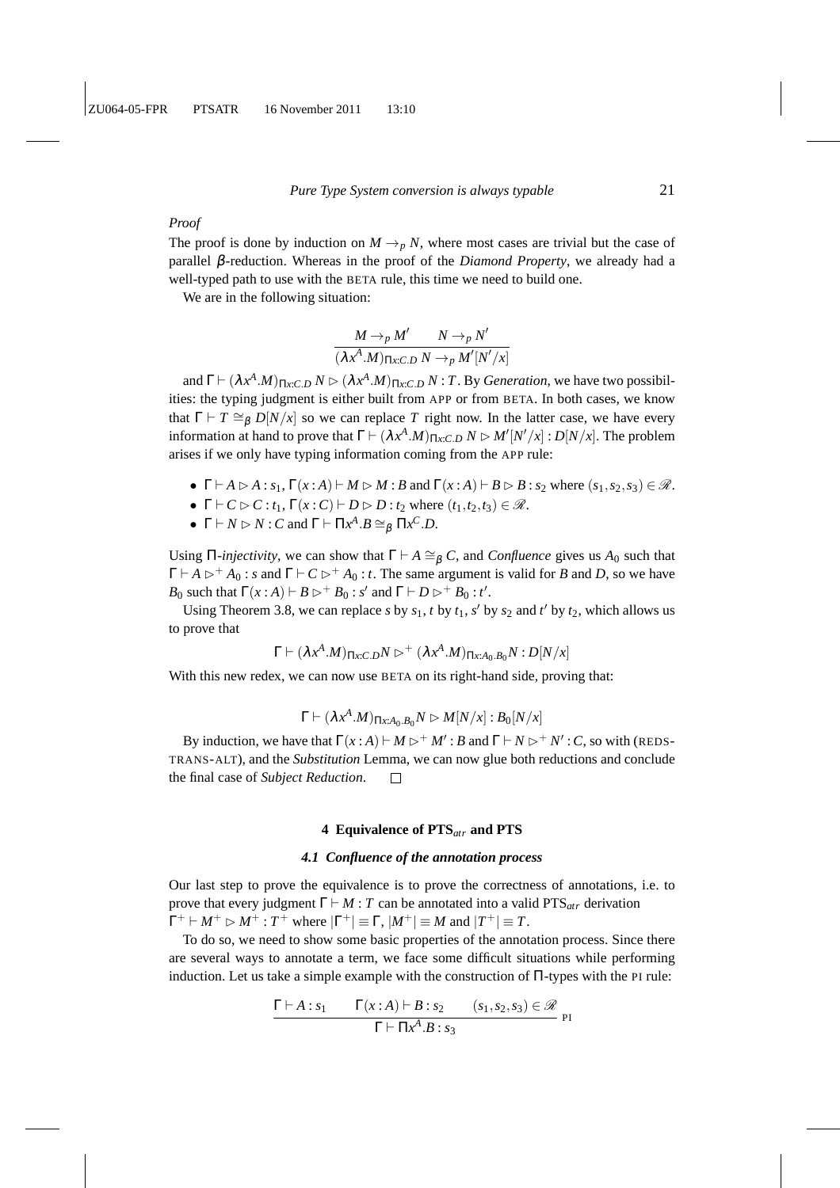*Proof*

The proof is done by induction on $M \rightarrow_p N$, where most cases are trivial but the case of parallel $\beta$-reduction. Whereas in the proof of the *Diamond Property*, we already had a well-typed path to use with the BETA rule, this time we need to build one.

We are in the following situation:

$$\frac{M \rightarrow_p M' \qquad N \rightarrow_p N'}{(\lambda x^A.M)_{\Pi x:C.D}\ N \rightarrow_p M'[N'/x]}$$

and $\Gamma \vdash (\lambda x^A.M)_{\Pi x:C.D}\ N \rhd (\lambda x^A.M)_{\Pi x:C.D}\ N : T$. By *Generation*, we have two possibilities: the typing judgment is either built from APP or from BETA. In both cases, we know that $\Gamma \vdash T \cong_\beta D[N/x]$ so we can replace $T$ right now. In the latter case, we have every information at hand to prove that $\Gamma \vdash (\lambda x^A.M)_{\Pi x:C.D}\ N \rhd M'[N'/x] : D[N/x]$. The problem arises if we only have typing information coming from the APP rule:

- $\Gamma \vdash A \rhd A : s_1$, $\Gamma(x:A) \vdash M \rhd M : B$ and $\Gamma(x:A) \vdash B \rhd B : s_2$ where $(s_1, s_2, s_3) \in \mathscr{R}$.
- $\Gamma \vdash C \rhd C : t_1$, $\Gamma(x:C) \vdash D \rhd D : t_2$ where $(t_1, t_2, t_3) \in \mathscr{R}$.
- $\Gamma \vdash N \rhd N : C$ and $\Gamma \vdash \Pi x^A.B \cong_\beta \Pi x^C.D$.

Using $\Pi$-*injectivity*, we can show that $\Gamma \vdash A \cong_\beta C$, and *Confluence* gives us $A_0$ such that $\Gamma \vdash A \rhd^+ A_0 : s$ and $\Gamma \vdash C \rhd^+ A_0 : t$. The same argument is valid for $B$ and $D$, so we have $B_0$ such that $\Gamma(x:A) \vdash B \rhd^+ B_0 : s'$ and $\Gamma \vdash D \rhd^+ B_0 : t'$.

Using Theorem 3.8, we can replace $s$ by $s_1$, $t$ by $t_1$, $s'$ by $s_2$ and $t'$ by $t_2$, which allows us to prove that

$$\Gamma \vdash (\lambda x^A.M)_{\Pi x:C.D} N \rhd^+ (\lambda x^A.M)_{\Pi x:A_0.B_0} N : D[N/x]$$

With this new redex, we can now use BETA on its right-hand side, proving that:

$$\Gamma \vdash (\lambda x^A.M)_{\Pi x:A_0.B_0} N \rhd M[N/x] : B_0[N/x]$$

By induction, we have that $\Gamma(x:A) \vdash M \rhd^+ M' : B$ and $\Gamma \vdash N \rhd^+ N' : C$, so with (REDS-TRANS-ALT), and the *Substitution* Lemma, we can now glue both reductions and conclude the final case of *Subject Reduction*. $\square$

## 4 Equivalence of PTS$_{atr}$ and PTS

### 4.1 Confluence of the annotation process

Our last step to prove the equivalence is to prove the correctness of annotations, i.e. to prove that every judgment $\Gamma \vdash M : T$ can be annotated into a valid PTS$_{atr}$ derivation $\Gamma^+ \vdash M^+ \rhd M^+ : T^+$ where $|\Gamma^+| \equiv \Gamma$, $|M^+| \equiv M$ and $|T^+| \equiv T$.

To do so, we need to show some basic properties of the annotation process. Since there are several ways to annotate a term, we face some difficult situations while performing induction. Let us take a simple example with the construction of $\Pi$-types with the PI rule:

$$\frac{\Gamma \vdash A : s_1 \qquad \Gamma(x:A) \vdash B : s_2 \qquad (s_1, s_2, s_3) \in \mathscr{R}}{\Gamma \vdash \Pi x^A.B : s_3}\ \text{PI}$$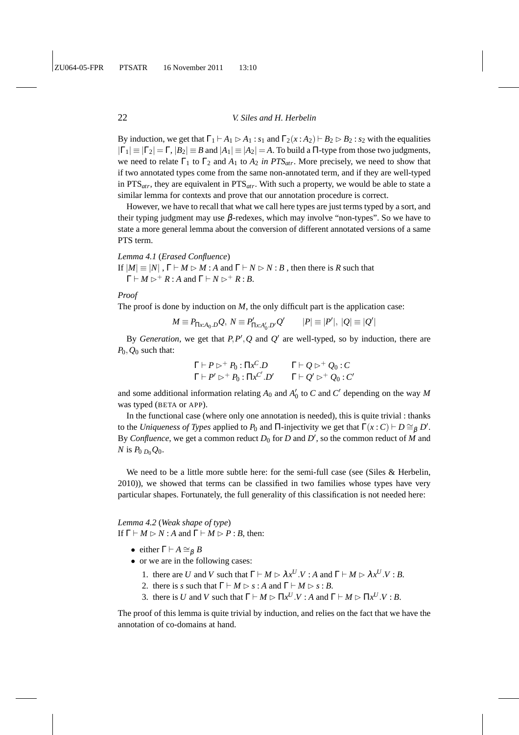By induction, we get that $\Gamma_1 \vdash A_1 \rhd A_1 : s_1$ and $\Gamma_2(x : A_2) \vdash B_2 \rhd B_2 : s_2$ with the equalities $|\Gamma_1| \equiv |\Gamma_2| = \Gamma$, $|B_2| \equiv B$ and $|A_1| \equiv |A_2| = A$. To build a $\Pi$-type from those two judgments, we need to relate $\Gamma_1$ to $\Gamma_2$ and $A_1$ to $A_2$ *in PTS$_{atr}$*. More precisely, we need to show that if two annotated types come from the same non-annotated term, and if they are well-typed in PTS$_{atr}$, they are equivalent in PTS$_{atr}$. With such a property, we would be able to state a similar lemma for contexts and prove that our annotation procedure is correct.

However, we have to recall that what we call here types are just terms typed by a sort, and their typing judgment may use $\beta$-redexes, which may involve "non-types". So we have to state a more general lemma about the conversion of different annotated versions of a same PTS term.

*Lemma 4.1* (*Erased Confluence*)
If $|M| \equiv |N|$ , $\Gamma \vdash M \rhd M : A$ and $\Gamma \vdash N \rhd N : B$ , then there is $R$ such that $\Gamma \vdash M \rhd^+ R : A$ and $\Gamma \vdash N \rhd^+ R : B$.

*Proof*
The proof is done by induction on $M$, the only difficult part is the application case:

$$M \equiv P_{\Pi x:A_0.D} Q,\ N \equiv P'_{\Pi x:A'_0.D'} Q' \qquad |P| \equiv |P'|,\ |Q| \equiv |Q'|$$

By *Generation*, we get that $P, P', Q$ and $Q'$ are well-typed, so by induction, there are $P_0, Q_0$ such that:

$$\begin{array}{ll} \Gamma \vdash P \rhd^+ P_0 : \Pi x^C.D & \Gamma \vdash Q \rhd^+ Q_0 : C \\ \Gamma \vdash P' \rhd^+ P_0 : \Pi x^{C'}.D' & \Gamma \vdash Q' \rhd^+ Q_0 : C' \end{array}$$

and some additional information relating $A_0$ and $A'_0$ to $C$ and $C'$ depending on the way $M$ was typed (BETA or APP).

In the functional case (where only one annotation is needed), this is quite trivial : thanks to the *Uniqueness of Types* applied to $P_0$ and $\Pi$-injectivity we get that $\Gamma(x : C) \vdash D \cong_\beta D'$. By *Confluence*, we get a common reduct $D_0$ for $D$ and $D'$, so the common reduct of $M$ and $N$ is $P_0\,{}_{D_0} Q_0$.

We need to be a little more subtle here: for the semi-full case (see (Siles & Herbelin, 2010)), we showed that terms can be classified in two families whose types have very particular shapes. Fortunately, the full generality of this classification is not needed here:

*Lemma 4.2* (*Weak shape of type*)
If $\Gamma \vdash M \rhd N : A$ and $\Gamma \vdash M \rhd P : B$, then:

- either $\Gamma \vdash A \cong_\beta B$
- or we are in the following cases:
  1. there are $U$ and $V$ such that $\Gamma \vdash M \rhd \lambda x^U.V : A$ and $\Gamma \vdash M \rhd \lambda x^U.V : B$.
  2. there is $s$ such that $\Gamma \vdash M \rhd s : A$ and $\Gamma \vdash M \rhd s : B$.
  3. there is $U$ and $V$ such that $\Gamma \vdash M \rhd \Pi x^U.V : A$ and $\Gamma \vdash M \rhd \Pi x^U.V : B$.

The proof of this lemma is quite trivial by induction, and relies on the fact that we have the annotation of co-domains at hand.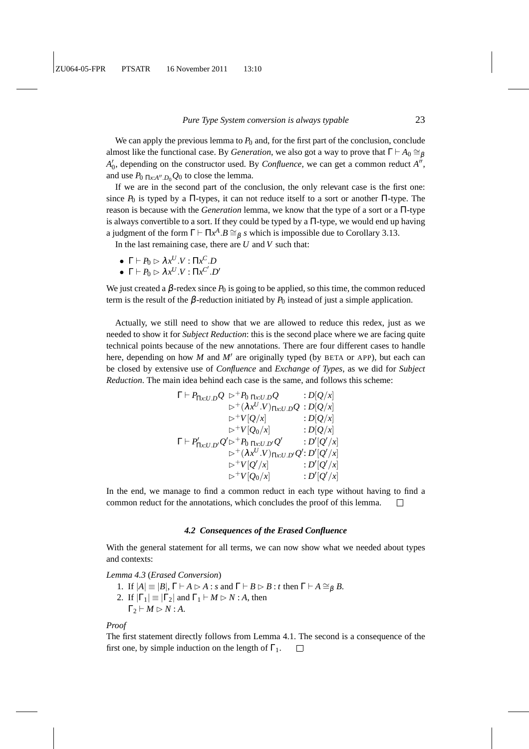We can apply the previous lemma to $P_0$ and, for the first part of the conclusion, conclude almost like the functional case. By *Generation*, we also got a way to prove that $\Gamma \vdash A_0 \cong_\beta A_0'$, depending on the constructor used. By *Confluence*, we can get a common reduct $A''$, and use $P_0\ {}_{\Pi x:A''.D_0} Q_0$ to close the lemma.

If we are in the second part of the conclusion, the only relevant case is the first one: since $P_0$ is typed by a $\Pi$-types, it can not reduce itself to a sort or another $\Pi$-type. The reason is because with the *Generation* lemma, we know that the type of a sort or a $\Pi$-type is always convertible to a sort. If they could be typed by a $\Pi$-type, we would end up having a judgment of the form $\Gamma \vdash \Pi x^A.B \cong_\beta s$ which is impossible due to Corollary 3.13.

In the last remaining case, there are $U$ and $V$ such that:

- $\Gamma \vdash P_0 \rhd \lambda x^U.V : \Pi x^C.D$
- $\Gamma \vdash P_0 \rhd \lambda x^U.V : \Pi x^{C'}.D'$

We just created a $\beta$-redex since $P_0$ is going to be applied, so this time, the common reduced term is the result of the $\beta$-reduction initiated by $P_0$ instead of just a simple application.

Actually, we still need to show that we are allowed to reduce this redex, just as we needed to show it for *Subject Reduction*: this is the second place where we are facing quite technical points because of the new annotations. There are four different cases to handle here, depending on how $M$ and $M'$ are originally typed (by BETA or APP), but each can be closed by extensive use of *Confluence* and *Exchange of Types*, as we did for *Subject Reduction*. The main idea behind each case is the same, and follows this scheme:

$$
\begin{array}{llll}
\Gamma \vdash P_{\Pi x:U.D} Q & \rhd^+ P_0\ {}_{\Pi x:U.D} Q & : D[Q/x] \\
 & \rhd^+ (\lambda x^U.V)_{\Pi x:U.D} Q & : D[Q/x] \\
 & \rhd^+ V[Q/x] & : D[Q/x] \\
 & \rhd^+ V[Q_0/x] & : D[Q/x] \\
\Gamma \vdash P'_{\Pi x:U.D'} Q' & \rhd^+ P_0\ {}_{\Pi x:U.D'} Q' & : D'[Q'/x] \\
 & \rhd^+ (\lambda x^U.V)_{\Pi x:U.D'} Q' & : D'[Q'/x] \\
 & \rhd^+ V[Q'/x] & : D'[Q'/x] \\
 & \rhd^+ V[Q_0/x] & : D'[Q'/x]
\end{array}
$$

In the end, we manage to find a common reduct in each type without having to find a common reduct for the annotations, which concludes the proof of this lemma. □

### *4.2 Consequences of the Erased Confluence*

With the general statement for all terms, we can now show what we needed about types and contexts:

*Lemma 4.3* (*Erased Conversion*)

1. If $|A| \equiv |B|$, $\Gamma \vdash A \rhd A : s$ and $\Gamma \vdash B \rhd B : t$ then $\Gamma \vdash A \cong_\beta B$.
2. If $|\Gamma_1| \equiv |\Gamma_2|$ and $\Gamma_1 \vdash M \rhd N : A$, then $\Gamma_2 \vdash M \rhd N : A$.

*Proof*

The first statement directly follows from Lemma 4.1. The second is a consequence of the first one, by simple induction on the length of $\Gamma_1$. □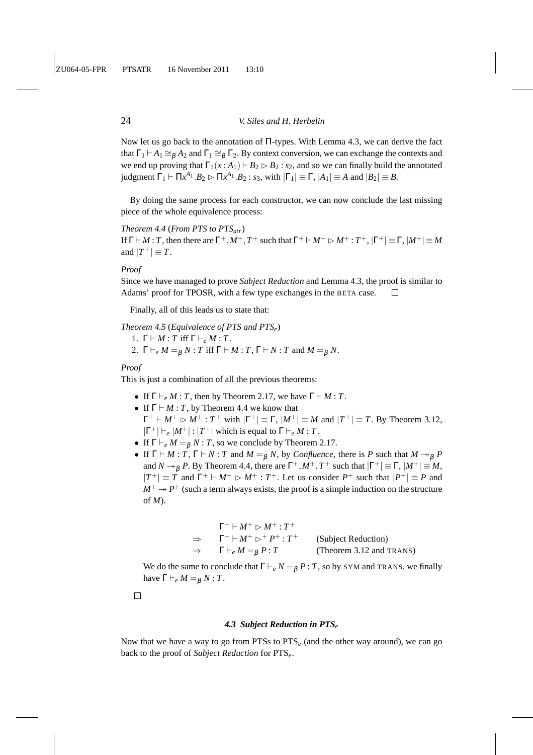Now let us go back to the annotation of $\Pi$-types. With Lemma 4.3, we can derive the fact that $\Gamma_1 \vdash A_1 \cong_\beta A_2$ and $\Gamma_1 \cong_\beta \Gamma_2$. By context conversion, we can exchange the contexts and we end up proving that $\Gamma_1(x : A_1) \vdash B_2 \rhd B_2 : s_2$, and so we can finally build the annotated judgment $\Gamma_1 \vdash \Pi x^{A_1}.B_2 \rhd \Pi x^{A_1}.B_2 : s_3$, with $|\Gamma_1| \equiv \Gamma$, $|A_1| \equiv A$ and $|B_2| \equiv B$.

By doing the same process for each constructor, we can now conclude the last missing piece of the whole equivalence process:

*Theorem 4.4* (*From PTS to PTS$_{atr}$*)
If $\Gamma \vdash M : T$, then there are $\Gamma^+, M^+, T^+$ such that $\Gamma^+ \vdash M^+ \rhd M^+ : T^+$, $|\Gamma^+| \equiv \Gamma$, $|M^+| \equiv M$ and $|T^+| \equiv T$.

*Proof*
Since we have managed to prove *Subject Reduction* and Lemma 4.3, the proof is similar to Adams' proof for TPOSR, with a few type exchanges in the BETA case. □

Finally, all of this leads us to state that:

*Theorem 4.5* (*Equivalence of PTS and PTS$_e$*)

1. $\Gamma \vdash M : T$ iff $\Gamma \vdash_e M : T$.
2. $\Gamma \vdash_e M =_\beta N : T$ iff $\Gamma \vdash M : T$, $\Gamma \vdash N : T$ and $M =_\beta N$.

*Proof*
This is just a combination of all the previous theorems:

- If $\Gamma \vdash_e M : T$, then by Theorem 2.17, we have $\Gamma \vdash M : T$.
- If $\Gamma \vdash M : T$, by Theorem 4.4 we know that $\Gamma^+ \vdash M^+ \rhd M^+ : T^+$ with $|\Gamma^+| \equiv \Gamma$, $|M^+| \equiv M$ and $|T^+| \equiv T$. By Theorem 3.12, $|\Gamma^+| \vdash_e |M^+| : |T^+|$ which is equal to $\Gamma \vdash_e M : T$.
- If $\Gamma \vdash_e M =_\beta N : T$, so we conclude by Theorem 2.17.
- If $\Gamma \vdash M : T$, $\Gamma \vdash N : T$ and $M =_\beta N$, by *Confluence*, there is $P$ such that $M \twoheadrightarrow_\beta P$ and $N \twoheadrightarrow_\beta P$. By Theorem 4.4, there are $\Gamma^+, M^+, T^+$ such that $|\Gamma^+| \equiv \Gamma$, $|M^+| \equiv M$, $|T^+| \equiv T$ and $\Gamma^+ \vdash M^+ \rhd M^+ : T^+$. Let us consider $P^+$ such that $|P^+| \equiv P$ and $M^+ \twoheadrightarrow P^+$ (such a term always exists, the proof is a simple induction on the structure of $M$).

$$
\begin{array}{lll}
 & \Gamma^+ \vdash M^+ \rhd M^+ : T^+ & \\
\Rightarrow & \Gamma^+ \vdash M^+ \rhd^+ P^+ : T^+ & \text{(Subject Reduction)} \\
\Rightarrow & \Gamma \vdash_e M =_\beta P : T & \text{(Theorem 3.12 and TRANS)}
\end{array}
$$

We do the same to conclude that $\Gamma \vdash_e N =_\beta P : T$, so by SYM and TRANS, we finally have $\Gamma \vdash_e M =_\beta N : T$.

□

### 4.3 Subject Reduction in PTS$_e$

Now that we have a way to go from PTSs to PTS$_e$ (and the other way around), we can go back to the proof of *Subject Reduction* for PTS$_e$.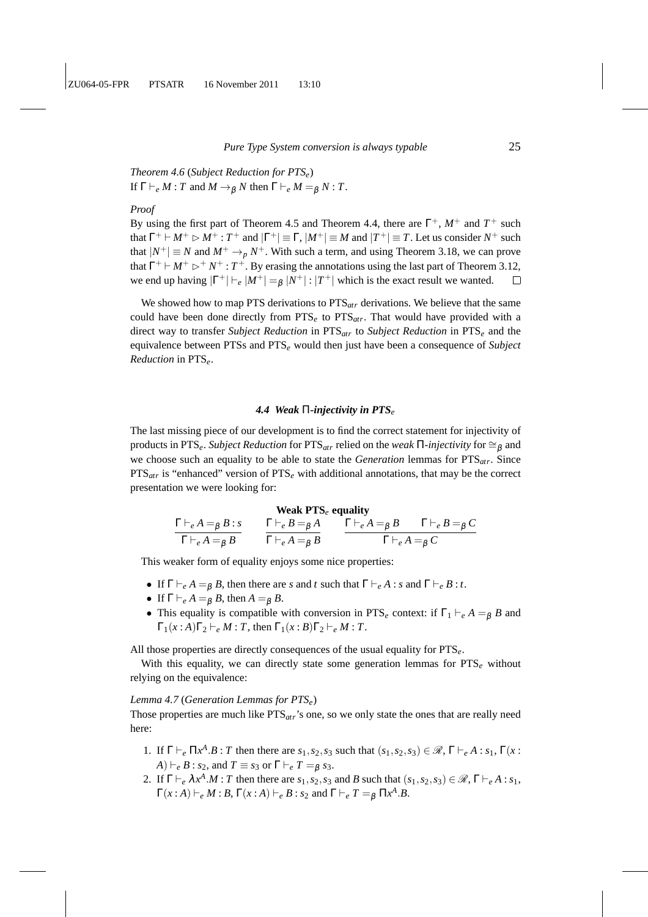*Theorem 4.6* (*Subject Reduction for PTS$_e$*)
If $\Gamma \vdash_e M : T$ and $M \rightarrow_\beta N$ then $\Gamma \vdash_e M =_\beta N : T$.

*Proof*

By using the first part of Theorem 4.5 and Theorem 4.4, there are $\Gamma^+$, $M^+$ and $T^+$ such that $\Gamma^+ \vdash M^+ \rhd M^+ : T^+$ and $|\Gamma^+| \equiv \Gamma$, $|M^+| \equiv M$ and $|T^+| \equiv T$. Let us consider $N^+$ such that $|N^+| \equiv N$ and $M^+ \rightarrow_p N^+$. With such a term, and using Theorem 3.18, we can prove that $\Gamma^+ \vdash M^+ \rhd^+ N^+ : T^+$. By erasing the annotations using the last part of Theorem 3.12, we end up having $|\Gamma^+| \vdash_e |M^+| =_\beta |N^+| : |T^+|$ which is the exact result we wanted. $\square$

We showed how to map PTS derivations to PTS$_{atr}$ derivations. We believe that the same could have been done directly from PTS$_e$ to PTS$_{atr}$. That would have provided with a direct way to transfer *Subject Reduction* in PTS$_{atr}$ to *Subject Reduction* in PTS$_e$ and the equivalence between PTSs and PTS$_e$ would then just have been a consequence of *Subject Reduction* in PTS$_e$.

### *4.4 Weak Π-injectivity in PTS$_e$*

The last missing piece of our development is to find the correct statement for injectivity of products in PTS$_e$. *Subject Reduction* for PTS$_{atr}$ relied on the *weak Π-injectivity* for $\cong_\beta$ and we choose such an equality to be able to state the *Generation* lemmas for PTS$_{atr}$. Since PTS$_{atr}$ is "enhanced" version of PTS$_e$ with additional annotations, that may be the correct presentation we were looking for:

**Weak PTS$_e$ equality**

$$\frac{\Gamma \vdash_e A =_\beta B : s}{\Gamma \vdash_e A =_\beta B} \qquad \frac{\Gamma \vdash_e B =_\beta A}{\Gamma \vdash_e A =_\beta B} \qquad \frac{\Gamma \vdash_e A =_\beta B \qquad \Gamma \vdash_e B =_\beta C}{\Gamma \vdash_e A =_\beta C}$$

This weaker form of equality enjoys some nice properties:

- If $\Gamma \vdash_e A =_\beta B$, then there are $s$ and $t$ such that $\Gamma \vdash_e A : s$ and $\Gamma \vdash_e B : t$.
- If $\Gamma \vdash_e A =_\beta B$, then $A =_\beta B$.
- This equality is compatible with conversion in PTS$_e$ context: if $\Gamma_1 \vdash_e A =_\beta B$ and $\Gamma_1(x : A)\Gamma_2 \vdash_e M : T$, then $\Gamma_1(x : B)\Gamma_2 \vdash_e M : T$.

All those properties are directly consequences of the usual equality for PTS$_e$.

With this equality, we can directly state some generation lemmas for PTS$_e$ without relying on the equivalence:

*Lemma 4.7* (*Generation Lemmas for PTS$_e$*)
Those properties are much like PTS$_{atr}$'s one, so we only state the ones that are really need here:

1. If $\Gamma \vdash_e \Pi x^A.B : T$ then there are $s_1, s_2, s_3$ such that $(s_1, s_2, s_3) \in \mathscr{R}$, $\Gamma \vdash_e A : s_1$, $\Gamma(x : A) \vdash_e B : s_2$, and $T \equiv s_3$ or $\Gamma \vdash_e T =_\beta s_3$.
2. If $\Gamma \vdash_e \lambda x^A.M : T$ then there are $s_1, s_2, s_3$ and $B$ such that $(s_1, s_2, s_3) \in \mathscr{R}$, $\Gamma \vdash_e A : s_1$, $\Gamma(x : A) \vdash_e M : B$, $\Gamma(x : A) \vdash_e B : s_2$ and $\Gamma \vdash_e T =_\beta \Pi x^A.B$.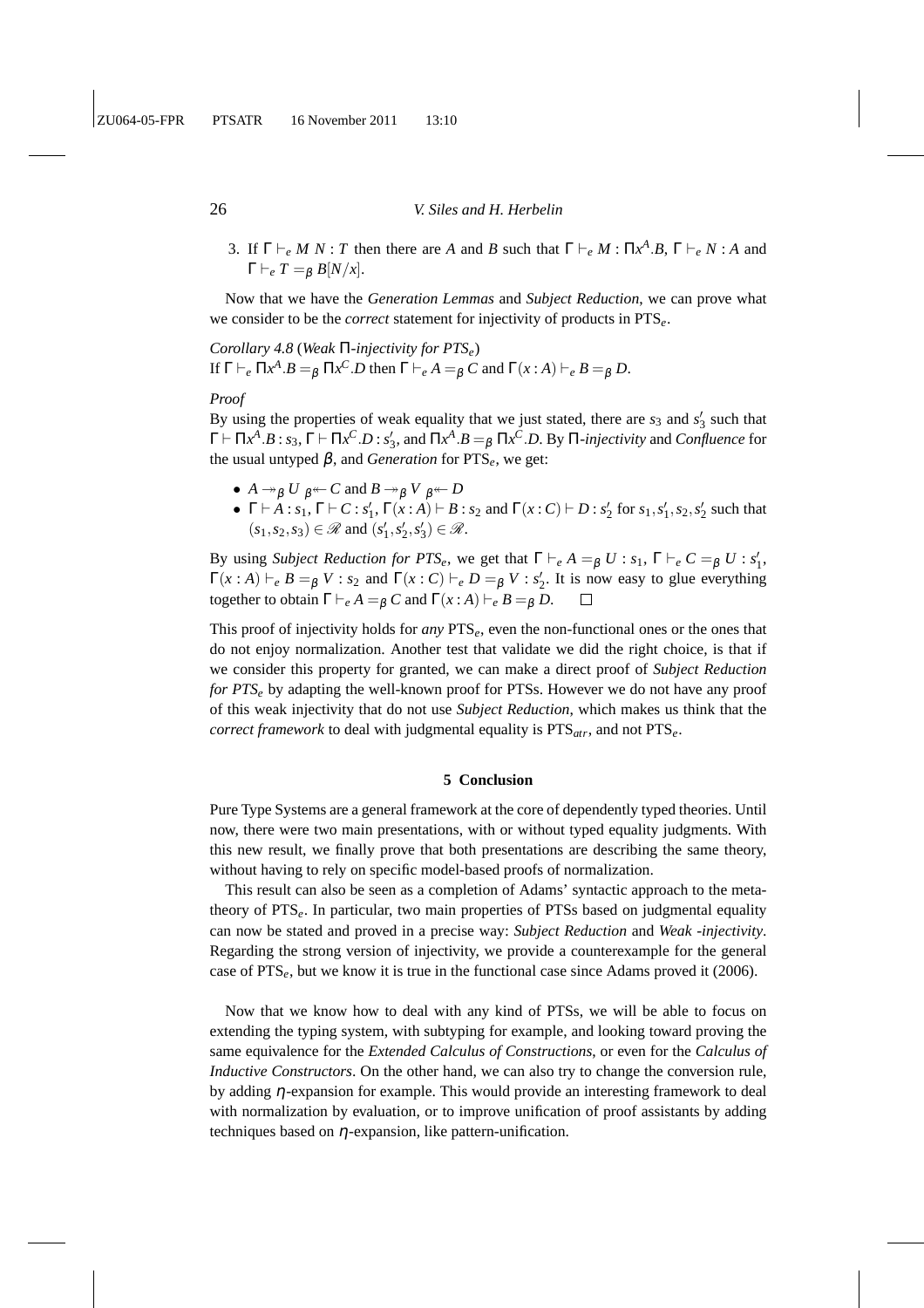3. If $\Gamma \vdash_e M\ N : T$ then there are $A$ and $B$ such that $\Gamma \vdash_e M : \Pi x^A.B$, $\Gamma \vdash_e N : A$ and $\Gamma \vdash_e T =_\beta B[N/x]$.

Now that we have the *Generation Lemmas* and *Subject Reduction*, we can prove what we consider to be the *correct* statement for injectivity of products in $\text{PTS}_e$.

*Corollary 4.8* (*Weak $\Pi$-injectivity for $PTS_e$*)
If $\Gamma \vdash_e \Pi x^A.B =_\beta \Pi x^C.D$ then $\Gamma \vdash_e A =_\beta C$ and $\Gamma(x:A) \vdash_e B =_\beta D$.

*Proof*
By using the properties of weak equality that we just stated, there are $s_3$ and $s'_3$ such that $\Gamma \vdash \Pi x^A.B : s_3$, $\Gamma \vdash \Pi x^C.D : s'_3$, and $\Pi x^A.B =_\beta \Pi x^C.D$. By $\Pi$-*injectivity* and *Confluence* for the usual untyped $\beta$, and *Generation* for $\text{PTS}_e$, we get:

- $A \twoheadrightarrow_\beta U\ {}_\beta\!\twoheadleftarrow C$ and $B \twoheadrightarrow_\beta V\ {}_\beta\!\twoheadleftarrow D$
- $\Gamma \vdash A : s_1$, $\Gamma \vdash C : s'_1$, $\Gamma(x:A) \vdash B : s_2$ and $\Gamma(x:C) \vdash D : s'_2$ for $s_1, s'_1, s_2, s'_2$ such that $(s_1, s_2, s_3) \in \mathscr{R}$ and $(s'_1, s'_2, s'_3) \in \mathscr{R}$.

By using *Subject Reduction for $PTS_e$*, we get that $\Gamma \vdash_e A =_\beta U : s_1$, $\Gamma \vdash_e C =_\beta U : s'_1$, $\Gamma(x:A) \vdash_e B =_\beta V : s_2$ and $\Gamma(x:C) \vdash_e D =_\beta V : s'_2$. It is now easy to glue everything together to obtain $\Gamma \vdash_e A =_\beta C$ and $\Gamma(x:A) \vdash_e B =_\beta D$. $\square$

This proof of injectivity holds for *any* $\text{PTS}_e$, even the non-functional ones or the ones that do not enjoy normalization. Another test that validate we did the right choice, is that if we consider this property for granted, we can make a direct proof of *Subject Reduction for $PTS_e$* by adapting the well-known proof for PTSs. However we do not have any proof of this weak injectivity that do not use *Subject Reduction*, which makes us think that the *correct framework* to deal with judgmental equality is $\text{PTS}_{atr}$, and not $\text{PTS}_e$.

## 5 Conclusion

Pure Type Systems are a general framework at the core of dependently typed theories. Until now, there were two main presentations, with or without typed equality judgments. With this new result, we finally prove that both presentations are describing the same theory, without having to rely on specific model-based proofs of normalization.

This result can also be seen as a completion of Adams' syntactic approach to the meta-theory of $\text{PTS}_e$. In particular, two main properties of PTSs based on judgmental equality can now be stated and proved in a precise way: *Subject Reduction* and *Weak -injectivity*. Regarding the strong version of injectivity, we provide a counterexample for the general case of $\text{PTS}_e$, but we know it is true in the functional case since Adams proved it (2006).

Now that we know how to deal with any kind of PTSs, we will be able to focus on extending the typing system, with subtyping for example, and looking toward proving the same equivalence for the *Extended Calculus of Constructions*, or even for the *Calculus of Inductive Constructors*. On the other hand, we can also try to change the conversion rule, by adding $\eta$-expansion for example. This would provide an interesting framework to deal with normalization by evaluation, or to improve unification of proof assistants by adding techniques based on $\eta$-expansion, like pattern-unification.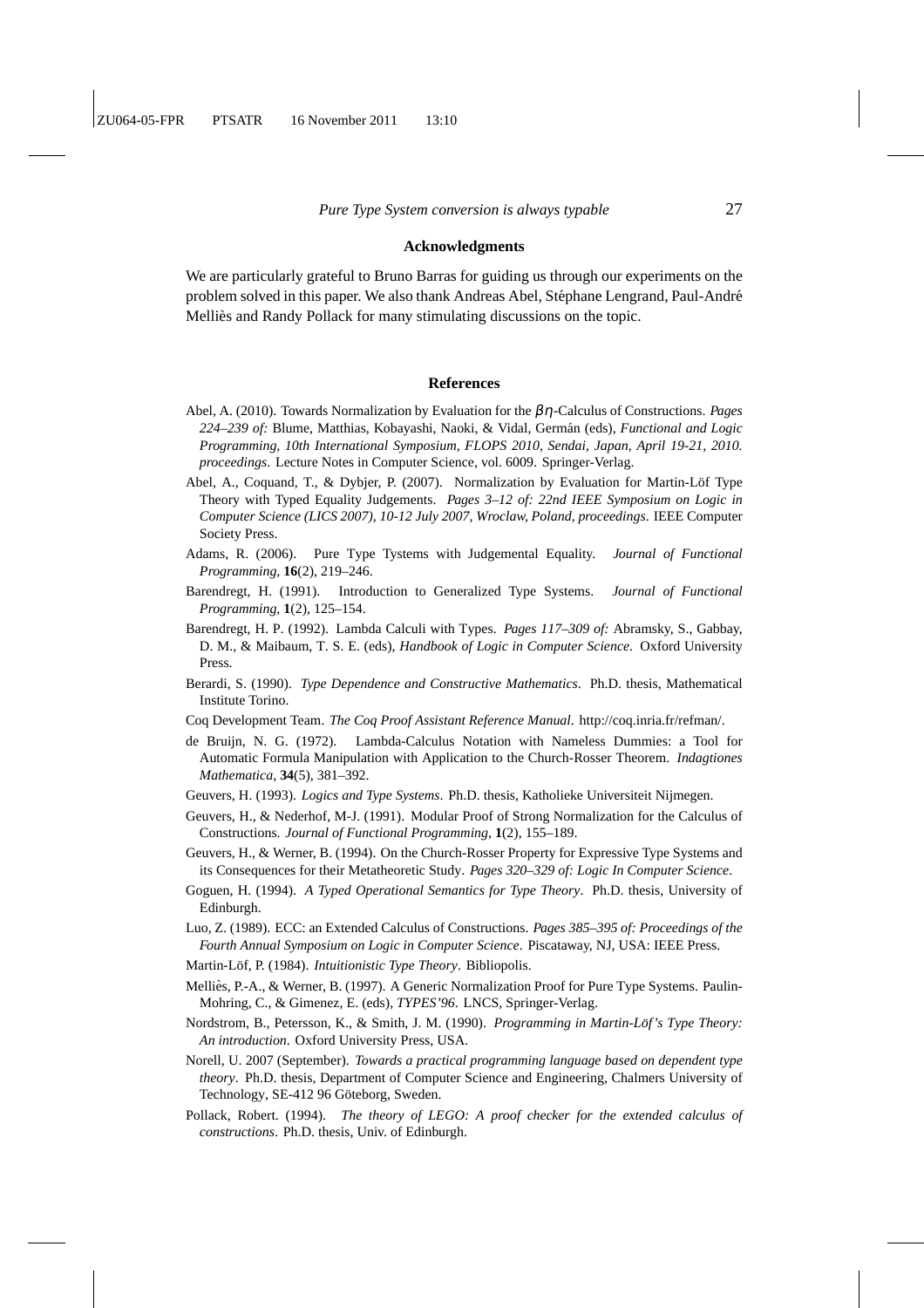## Acknowledgments

We are particularly grateful to Bruno Barras for guiding us through our experiments on the problem solved in this paper. We also thank Andreas Abel, Stéphane Lengrand, Paul-André Melliès and Randy Pollack for many stimulating discussions on the topic.

## References

Abel, A. (2010). Towards Normalization by Evaluation for the $\beta\eta$-Calculus of Constructions. *Pages 224–239 of:* Blume, Matthias, Kobayashi, Naoki, & Vidal, Germán (eds), *Functional and Logic Programming, 10th International Symposium, FLOPS 2010, Sendai, Japan, April 19-21, 2010. proceedings*. Lecture Notes in Computer Science, vol. 6009. Springer-Verlag.

Abel, A., Coquand, T., & Dybjer, P. (2007). Normalization by Evaluation for Martin-Löf Type Theory with Typed Equality Judgements. *Pages 3–12 of: 22nd IEEE Symposium on Logic in Computer Science (LICS 2007), 10-12 July 2007, Wroclaw, Poland, proceedings*. IEEE Computer Society Press.

Adams, R. (2006). Pure Type Tystems with Judgemental Equality. *Journal of Functional Programming*, **16**(2), 219–246.

Barendregt, H. (1991). Introduction to Generalized Type Systems. *Journal of Functional Programming*, **1**(2), 125–154.

Barendregt, H. P. (1992). Lambda Calculi with Types. *Pages 117–309 of:* Abramsky, S., Gabbay, D. M., & Maibaum, T. S. E. (eds), *Handbook of Logic in Computer Science*. Oxford University Press.

Berardi, S. (1990). *Type Dependence and Constructive Mathematics*. Ph.D. thesis, Mathematical Institute Torino.

Coq Development Team. *The Coq Proof Assistant Reference Manual*. http://coq.inria.fr/refman/.

de Bruijn, N. G. (1972). Lambda-Calculus Notation with Nameless Dummies: a Tool for Automatic Formula Manipulation with Application to the Church-Rosser Theorem. *Indagtiones Mathematica*, **34**(5), 381–392.

Geuvers, H. (1993). *Logics and Type Systems*. Ph.D. thesis, Katholieke Universiteit Nijmegen.

Geuvers, H., & Nederhof, M-J. (1991). Modular Proof of Strong Normalization for the Calculus of Constructions. *Journal of Functional Programming*, **1**(2), 155–189.

Geuvers, H., & Werner, B. (1994). On the Church-Rosser Property for Expressive Type Systems and its Consequences for their Metatheoretic Study. *Pages 320–329 of: Logic In Computer Science*.

Goguen, H. (1994). *A Typed Operational Semantics for Type Theory*. Ph.D. thesis, University of Edinburgh.

Luo, Z. (1989). ECC: an Extended Calculus of Constructions. *Pages 385–395 of: Proceedings of the Fourth Annual Symposium on Logic in Computer Science*. Piscataway, NJ, USA: IEEE Press.

Martin-Löf, P. (1984). *Intuitionistic Type Theory*. Bibliopolis.

Melliès, P.-A., & Werner, B. (1997). A Generic Normalization Proof for Pure Type Systems. Paulin-Mohring, C., & Gimenez, E. (eds), *TYPES'96*. LNCS, Springer-Verlag.

Nordstrom, B., Petersson, K., & Smith, J. M. (1990). *Programming in Martin-Löf's Type Theory: An introduction*. Oxford University Press, USA.

Norell, U. 2007 (September). *Towards a practical programming language based on dependent type theory*. Ph.D. thesis, Department of Computer Science and Engineering, Chalmers University of Technology, SE-412 96 Göteborg, Sweden.

Pollack, Robert. (1994). *The theory of LEGO: A proof checker for the extended calculus of constructions*. Ph.D. thesis, Univ. of Edinburgh.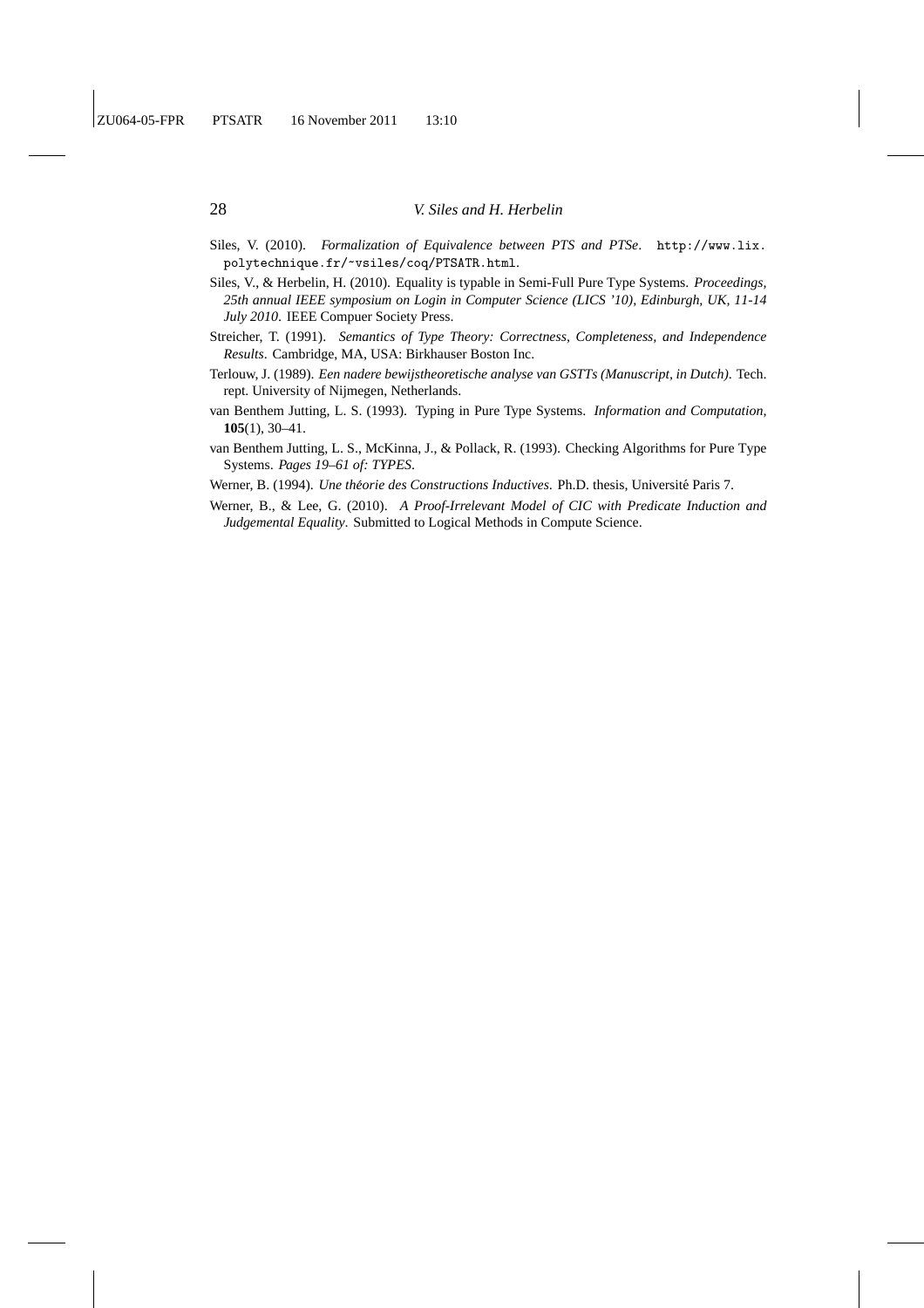Siles, V. (2010). *Formalization of Equivalence between PTS and PTSe*. http://www.lix.polytechnique.fr/~vsiles/coq/PTSATR.html.

Siles, V., & Herbelin, H. (2010). Equality is typable in Semi-Full Pure Type Systems. *Proceedings, 25th annual IEEE symposium on Login in Computer Science (LICS '10), Edinburgh, UK, 11-14 July 2010*. IEEE Compuer Society Press.

Streicher, T. (1991). *Semantics of Type Theory: Correctness, Completeness, and Independence Results*. Cambridge, MA, USA: Birkhauser Boston Inc.

Terlouw, J. (1989). *Een nadere bewijstheoretische analyse van GSTTs (Manuscript, in Dutch)*. Tech. rept. University of Nijmegen, Netherlands.

van Benthem Jutting, L. S. (1993). Typing in Pure Type Systems. *Information and Computation*, **105**(1), 30–41.

van Benthem Jutting, L. S., McKinna, J., & Pollack, R. (1993). Checking Algorithms for Pure Type Systems. *Pages 19–61 of: TYPES*.

Werner, B. (1994). *Une théorie des Constructions Inductives*. Ph.D. thesis, Université Paris 7.

Werner, B., & Lee, G. (2010). *A Proof-Irrelevant Model of CIC with Predicate Induction and Judgemental Equality*. Submitted to Logical Methods in Compute Science.